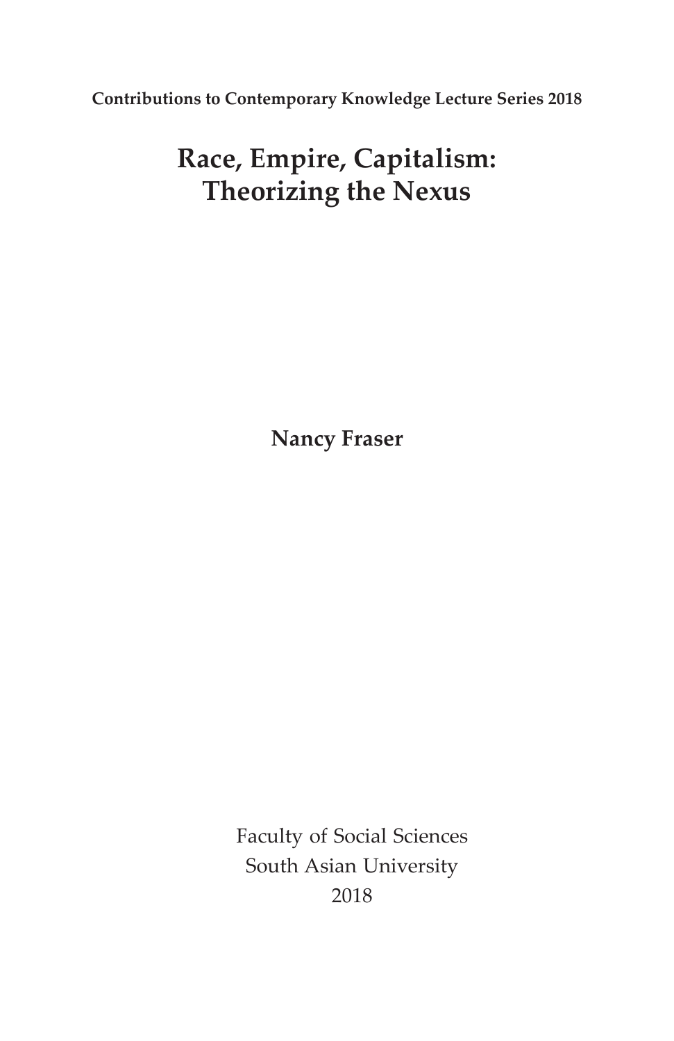**Contributions to Contemporary Knowledge Lecture Series 2018**

# Race, Empire, Capitalism: Theorizing the Nexus

**Nancy Fraser**

Faculty of Social Sciences
South Asian University
2018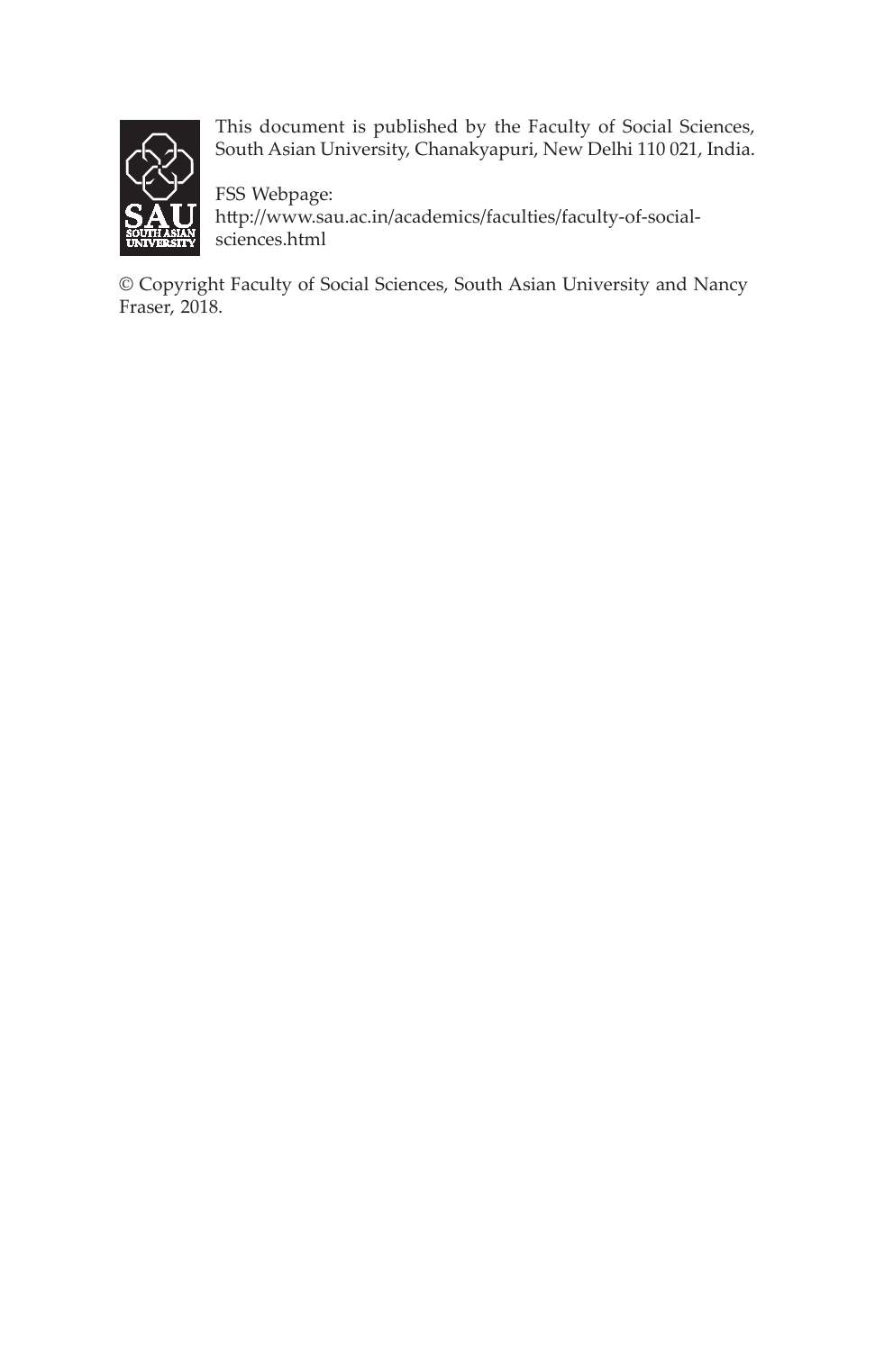This document is published by the Faculty of Social Sciences, South Asian University, Chanakyapuri, New Delhi 110 021, India.

FSS Webpage:
http://www.sau.ac.in/academics/faculties/faculty-of-social-sciences.html

© Copyright Faculty of Social Sciences, South Asian University and Nancy Fraser, 2018.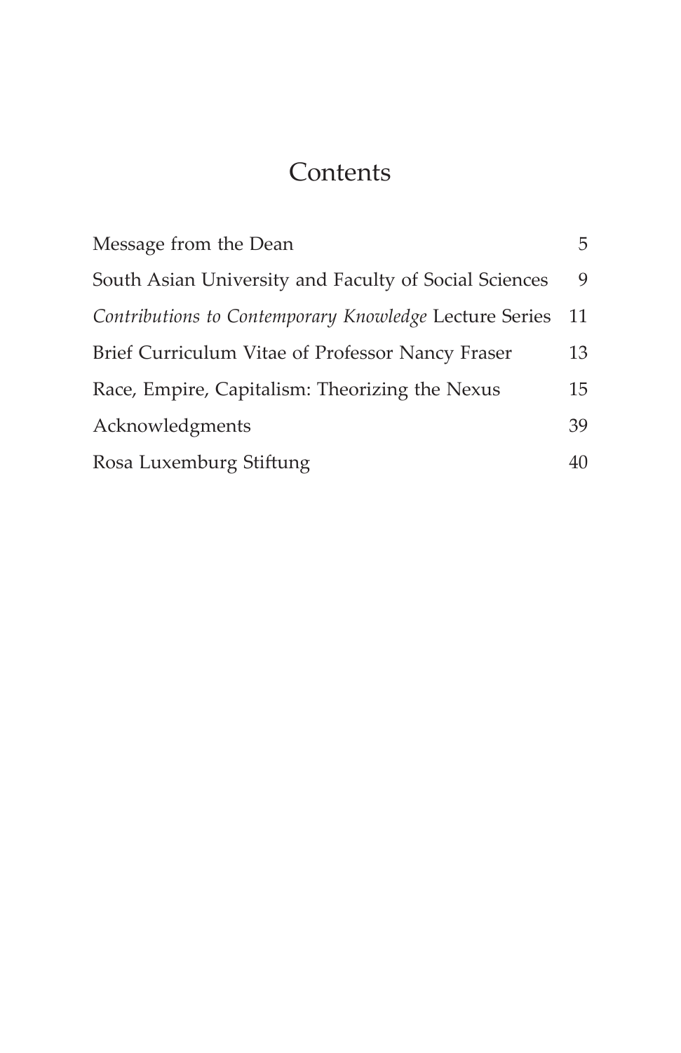# Contents

| | |
|---|---|
| Message from the Dean | 5 |
| South Asian University and Faculty of Social Sciences | 9 |
| *Contributions to Contemporary Knowledge* Lecture Series | 11 |
| Brief Curriculum Vitae of Professor Nancy Fraser | 13 |
| Race, Empire, Capitalism: Theorizing the Nexus | 15 |
| Acknowledgments | 39 |
| Rosa Luxemburg Stiftung | 40 |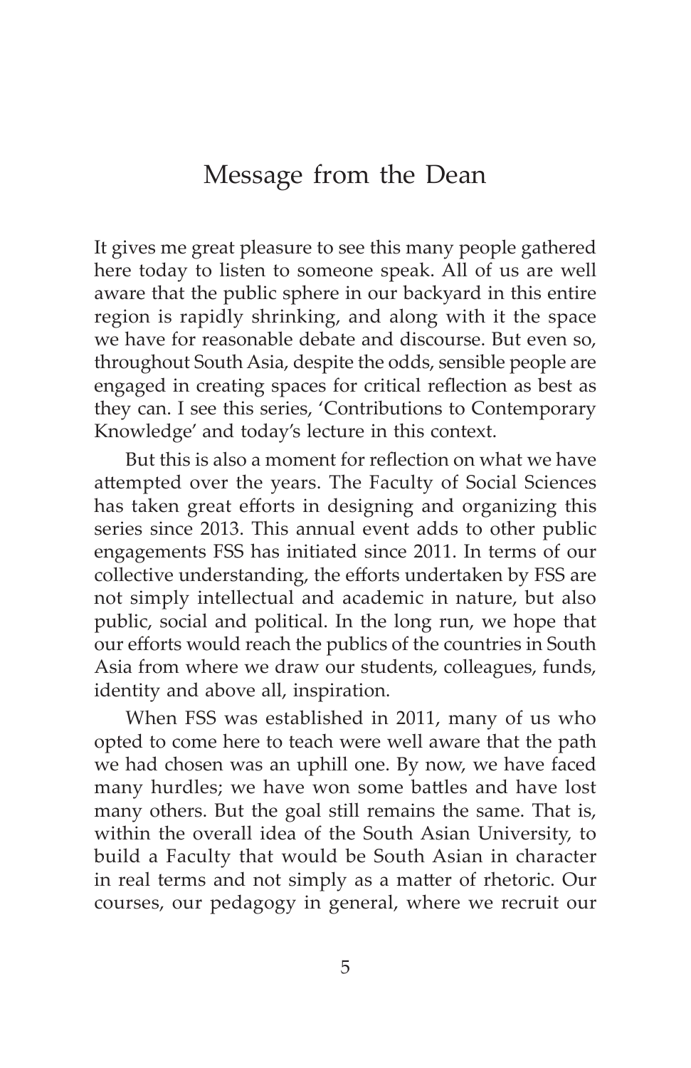# Message from the Dean

It gives me great pleasure to see this many people gathered here today to listen to someone speak. All of us are well aware that the public sphere in our backyard in this entire region is rapidly shrinking, and along with it the space we have for reasonable debate and discourse. But even so, throughout South Asia, despite the odds, sensible people are engaged in creating spaces for critical reflection as best as they can. I see this series, 'Contributions to Contemporary Knowledge' and today's lecture in this context.

But this is also a moment for reflection on what we have attempted over the years. The Faculty of Social Sciences has taken great efforts in designing and organizing this series since 2013. This annual event adds to other public engagements FSS has initiated since 2011. In terms of our collective understanding, the efforts undertaken by FSS are not simply intellectual and academic in nature, but also public, social and political. In the long run, we hope that our efforts would reach the publics of the countries in South Asia from where we draw our students, colleagues, funds, identity and above all, inspiration.

When FSS was established in 2011, many of us who opted to come here to teach were well aware that the path we had chosen was an uphill one. By now, we have faced many hurdles; we have won some battles and have lost many others. But the goal still remains the same. That is, within the overall idea of the South Asian University, to build a Faculty that would be South Asian in character in real terms and not simply as a matter of rhetoric. Our courses, our pedagogy in general, where we recruit our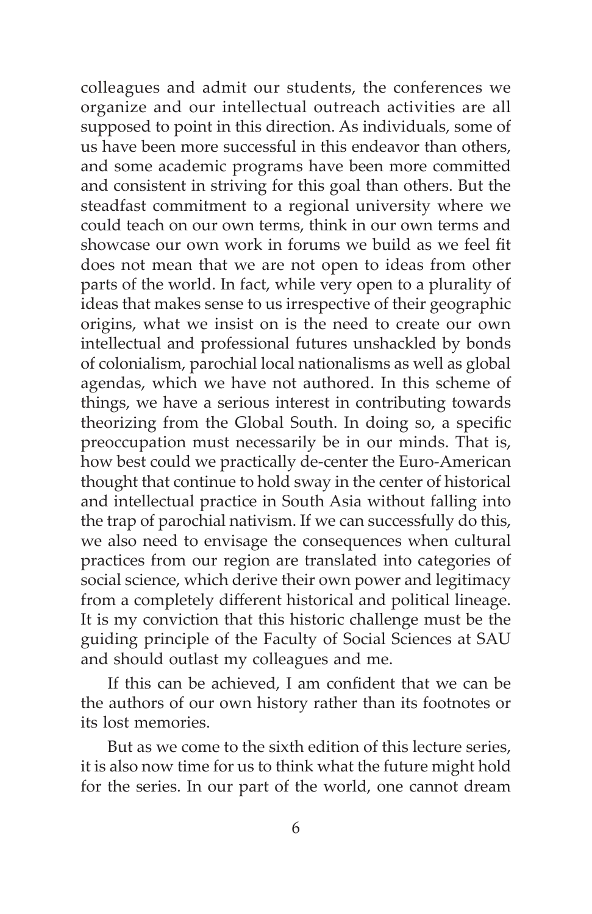colleagues and admit our students, the conferences we organize and our intellectual outreach activities are all supposed to point in this direction. As individuals, some of us have been more successful in this endeavor than others, and some academic programs have been more committed and consistent in striving for this goal than others. But the steadfast commitment to a regional university where we could teach on our own terms, think in our own terms and showcase our own work in forums we build as we feel fit does not mean that we are not open to ideas from other parts of the world. In fact, while very open to a plurality of ideas that makes sense to us irrespective of their geographic origins, what we insist on is the need to create our own intellectual and professional futures unshackled by bonds of colonialism, parochial local nationalisms as well as global agendas, which we have not authored. In this scheme of things, we have a serious interest in contributing towards theorizing from the Global South. In doing so, a specific preoccupation must necessarily be in our minds. That is, how best could we practically de-center the Euro-American thought that continue to hold sway in the center of historical and intellectual practice in South Asia without falling into the trap of parochial nativism. If we can successfully do this, we also need to envisage the consequences when cultural practices from our region are translated into categories of social science, which derive their own power and legitimacy from a completely different historical and political lineage. It is my conviction that this historic challenge must be the guiding principle of the Faculty of Social Sciences at SAU and should outlast my colleagues and me.

If this can be achieved, I am confident that we can be the authors of our own history rather than its footnotes or its lost memories.

But as we come to the sixth edition of this lecture series, it is also now time for us to think what the future might hold for the series. In our part of the world, one cannot dream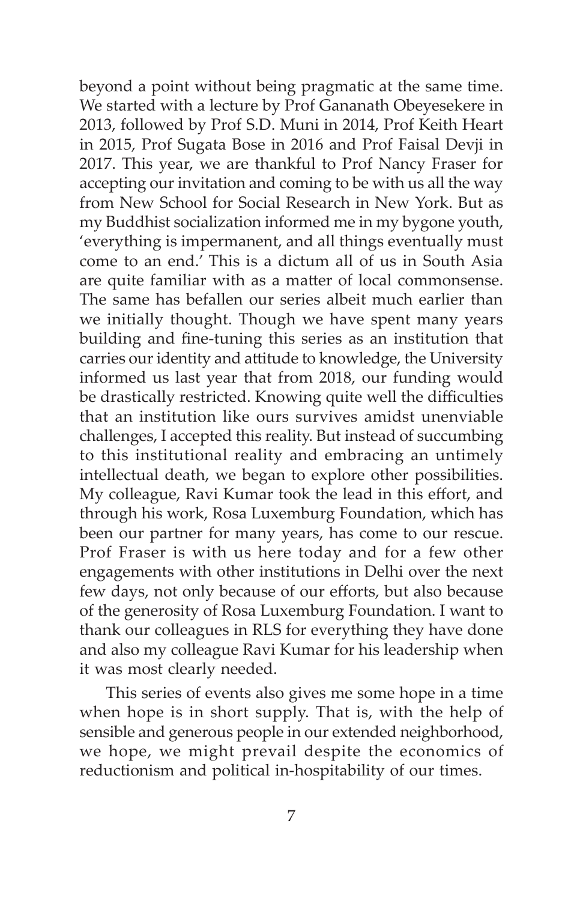beyond a point without being pragmatic at the same time. We started with a lecture by Prof Gananath Obeyesekere in 2013, followed by Prof S.D. Muni in 2014, Prof Keith Heart in 2015, Prof Sugata Bose in 2016 and Prof Faisal Devji in 2017. This year, we are thankful to Prof Nancy Fraser for accepting our invitation and coming to be with us all the way from New School for Social Research in New York. But as my Buddhist socialization informed me in my bygone youth, 'everything is impermanent, and all things eventually must come to an end.' This is a dictum all of us in South Asia are quite familiar with as a matter of local commonsense. The same has befallen our series albeit much earlier than we initially thought. Though we have spent many years building and fine-tuning this series as an institution that carries our identity and attitude to knowledge, the University informed us last year that from 2018, our funding would be drastically restricted. Knowing quite well the difficulties that an institution like ours survives amidst unenviable challenges, I accepted this reality. But instead of succumbing to this institutional reality and embracing an untimely intellectual death, we began to explore other possibilities. My colleague, Ravi Kumar took the lead in this effort, and through his work, Rosa Luxemburg Foundation, which has been our partner for many years, has come to our rescue. Prof Fraser is with us here today and for a few other engagements with other institutions in Delhi over the next few days, not only because of our efforts, but also because of the generosity of Rosa Luxemburg Foundation. I want to thank our colleagues in RLS for everything they have done and also my colleague Ravi Kumar for his leadership when it was most clearly needed.

This series of events also gives me some hope in a time when hope is in short supply. That is, with the help of sensible and generous people in our extended neighborhood, we hope, we might prevail despite the economics of reductionism and political in-hospitability of our times.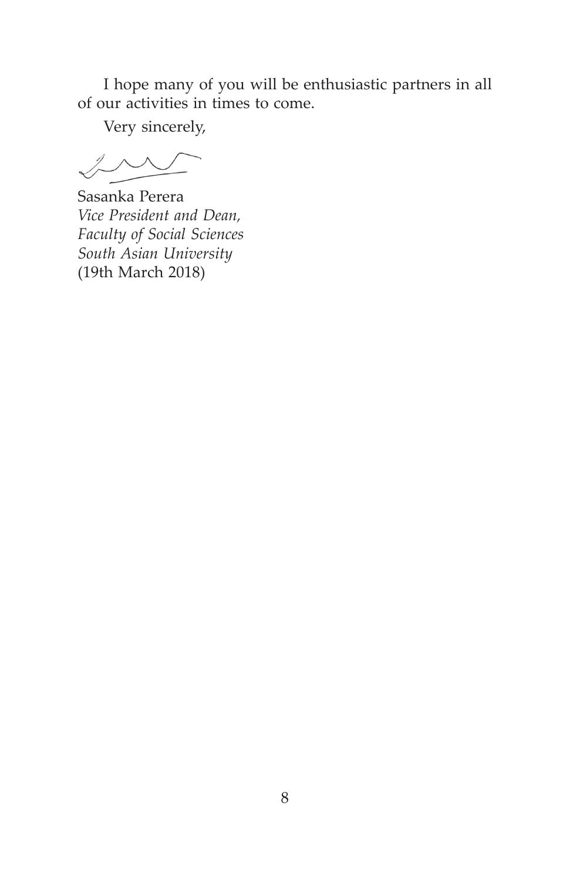I hope many of you will be enthusiastic partners in all of our activities in times to come.

Very sincerely,

Sasanka Perera
*Vice President and Dean,*
*Faculty of Social Sciences*
*South Asian University*
(19th March 2018)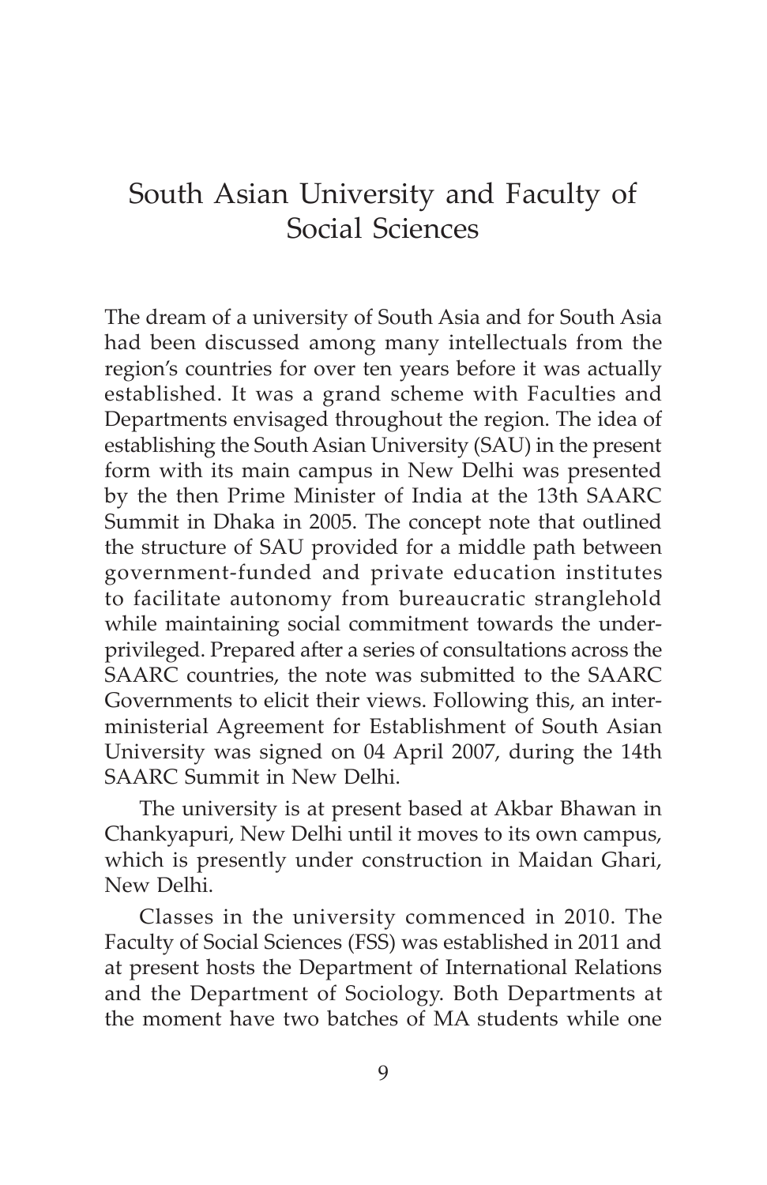# South Asian University and Faculty of Social Sciences

The dream of a university of South Asia and for South Asia had been discussed among many intellectuals from the region's countries for over ten years before it was actually established. It was a grand scheme with Faculties and Departments envisaged throughout the region. The idea of establishing the South Asian University (SAU) in the present form with its main campus in New Delhi was presented by the then Prime Minister of India at the 13th SAARC Summit in Dhaka in 2005. The concept note that outlined the structure of SAU provided for a middle path between government-funded and private education institutes to facilitate autonomy from bureaucratic stranglehold while maintaining social commitment towards the under-privileged. Prepared after a series of consultations across the SAARC countries, the note was submitted to the SAARC Governments to elicit their views. Following this, an inter-ministerial Agreement for Establishment of South Asian University was signed on 04 April 2007, during the 14th SAARC Summit in New Delhi.

The university is at present based at Akbar Bhawan in Chankyapuri, New Delhi until it moves to its own campus, which is presently under construction in Maidan Ghari, New Delhi.

Classes in the university commenced in 2010. The Faculty of Social Sciences (FSS) was established in 2011 and at present hosts the Department of International Relations and the Department of Sociology. Both Departments at the moment have two batches of MA students while one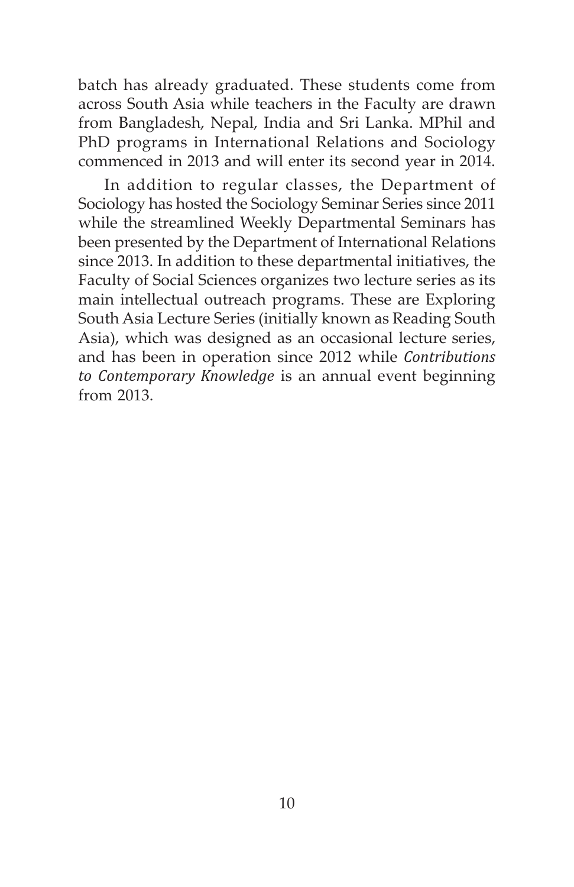batch has already graduated. These students come from across South Asia while teachers in the Faculty are drawn from Bangladesh, Nepal, India and Sri Lanka. MPhil and PhD programs in International Relations and Sociology commenced in 2013 and will enter its second year in 2014.

In addition to regular classes, the Department of Sociology has hosted the Sociology Seminar Series since 2011 while the streamlined Weekly Departmental Seminars has been presented by the Department of International Relations since 2013. In addition to these departmental initiatives, the Faculty of Social Sciences organizes two lecture series as its main intellectual outreach programs. These are Exploring South Asia Lecture Series (initially known as Reading South Asia), which was designed as an occasional lecture series, and has been in operation since 2012 while *Contributions to Contemporary Knowledge* is an annual event beginning from 2013.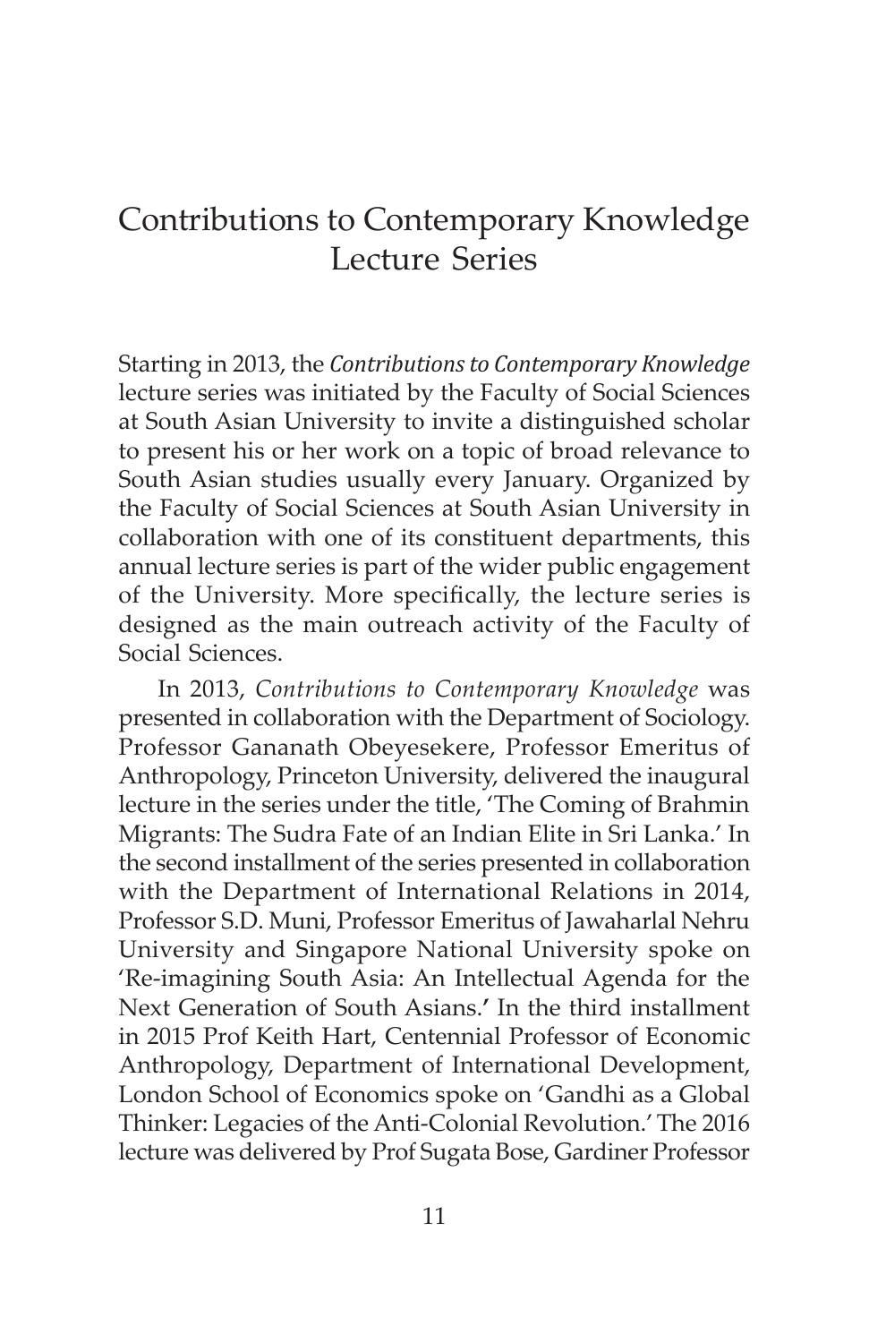# Contributions to Contemporary Knowledge Lecture Series

Starting in 2013, the *Contributions to Contemporary Knowledge* lecture series was initiated by the Faculty of Social Sciences at South Asian University to invite a distinguished scholar to present his or her work on a topic of broad relevance to South Asian studies usually every January. Organized by the Faculty of Social Sciences at South Asian University in collaboration with one of its constituent departments, this annual lecture series is part of the wider public engagement of the University. More specifically, the lecture series is designed as the main outreach activity of the Faculty of Social Sciences.

In 2013, *Contributions to Contemporary Knowledge* was presented in collaboration with the Department of Sociology. Professor Gananath Obeyesekere, Professor Emeritus of Anthropology, Princeton University, delivered the inaugural lecture in the series under the title, 'The Coming of Brahmin Migrants: The Sudra Fate of an Indian Elite in Sri Lanka.' In the second installment of the series presented in collaboration with the Department of International Relations in 2014, Professor S.D. Muni, Professor Emeritus of Jawaharlal Nehru University and Singapore National University spoke on 'Re-imagining South Asia: An Intellectual Agenda for the Next Generation of South Asians.**'** In the third installment in 2015 Prof Keith Hart, Centennial Professor of Economic Anthropology, Department of International Development, London School of Economics spoke on 'Gandhi as a Global Thinker: Legacies of the Anti-Colonial Revolution.' The 2016 lecture was delivered by Prof Sugata Bose, Gardiner Professor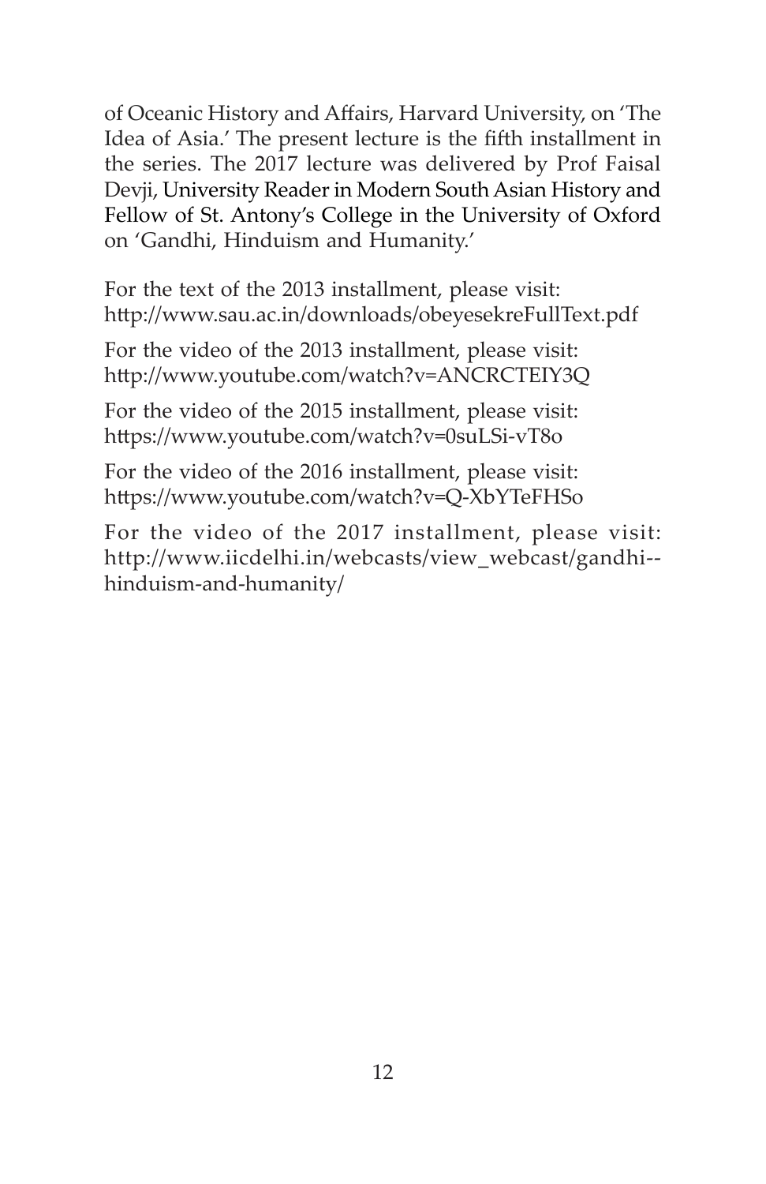of Oceanic History and Affairs, Harvard University, on 'The Idea of Asia.' The present lecture is the fifth installment in the series. The 2017 lecture was delivered by Prof Faisal Devji, University Reader in Modern South Asian History and Fellow of St. Antony's College in the University of Oxford on 'Gandhi, Hinduism and Humanity.'

For the text of the 2013 installment, please visit: http://www.sau.ac.in/downloads/obeyesekreFullText.pdf

For the video of the 2013 installment, please visit: http://www.youtube.com/watch?v=ANCRCTEIY3Q

For the video of the 2015 installment, please visit: https://www.youtube.com/watch?v=0suLSi-vT8o

For the video of the 2016 installment, please visit: https://www.youtube.com/watch?v=Q-XbYTeFHSo

For the video of the 2017 installment, please visit: http://www.iicdelhi.in/webcasts/view_webcast/gandhi--hinduism-and-humanity/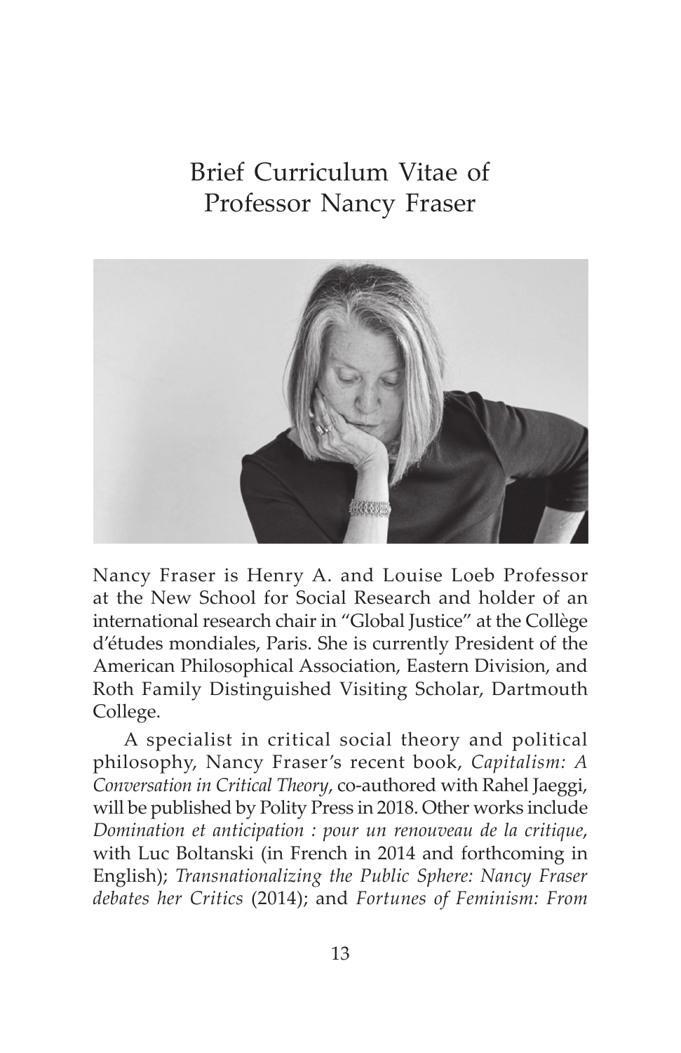# Brief Curriculum Vitae of Professor Nancy Fraser

Nancy Fraser is Henry A. and Louise Loeb Professor at the New School for Social Research and holder of an international research chair in "Global Justice" at the Collège d'études mondiales, Paris. She is currently President of the American Philosophical Association, Eastern Division, and Roth Family Distinguished Visiting Scholar, Dartmouth College.

A specialist in critical social theory and political philosophy, Nancy Fraser's recent book, *Capitalism: A Conversation in Critical Theory*, co-authored with Rahel Jaeggi, will be published by Polity Press in 2018. Other works include *Domination et anticipation : pour un renouveau de la critique*, with Luc Boltanski (in French in 2014 and forthcoming in English); *Transnationalizing the Public Sphere: Nancy Fraser debates her Critics* (2014); and *Fortunes of Feminism: From*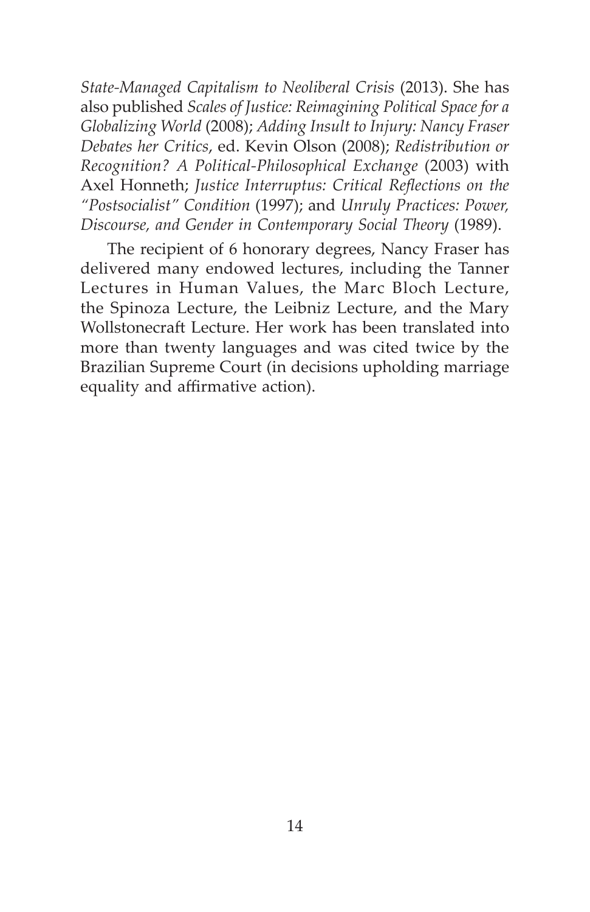*State-Managed Capitalism to Neoliberal Crisis* (2013). She has also published *Scales of Justice: Reimagining Political Space for a Globalizing World* (2008); *Adding Insult to Injury: Nancy Fraser Debates her Critics*, ed. Kevin Olson (2008); *Redistribution or Recognition? A Political-Philosophical Exchange* (2003) with Axel Honneth; *Justice Interruptus: Critical Reflections on the "Postsocialist" Condition* (1997); and *Unruly Practices: Power, Discourse, and Gender in Contemporary Social Theory* (1989).

The recipient of 6 honorary degrees, Nancy Fraser has delivered many endowed lectures, including the Tanner Lectures in Human Values, the Marc Bloch Lecture, the Spinoza Lecture, the Leibniz Lecture, and the Mary Wollstonecraft Lecture. Her work has been translated into more than twenty languages and was cited twice by the Brazilian Supreme Court (in decisions upholding marriage equality and affirmative action).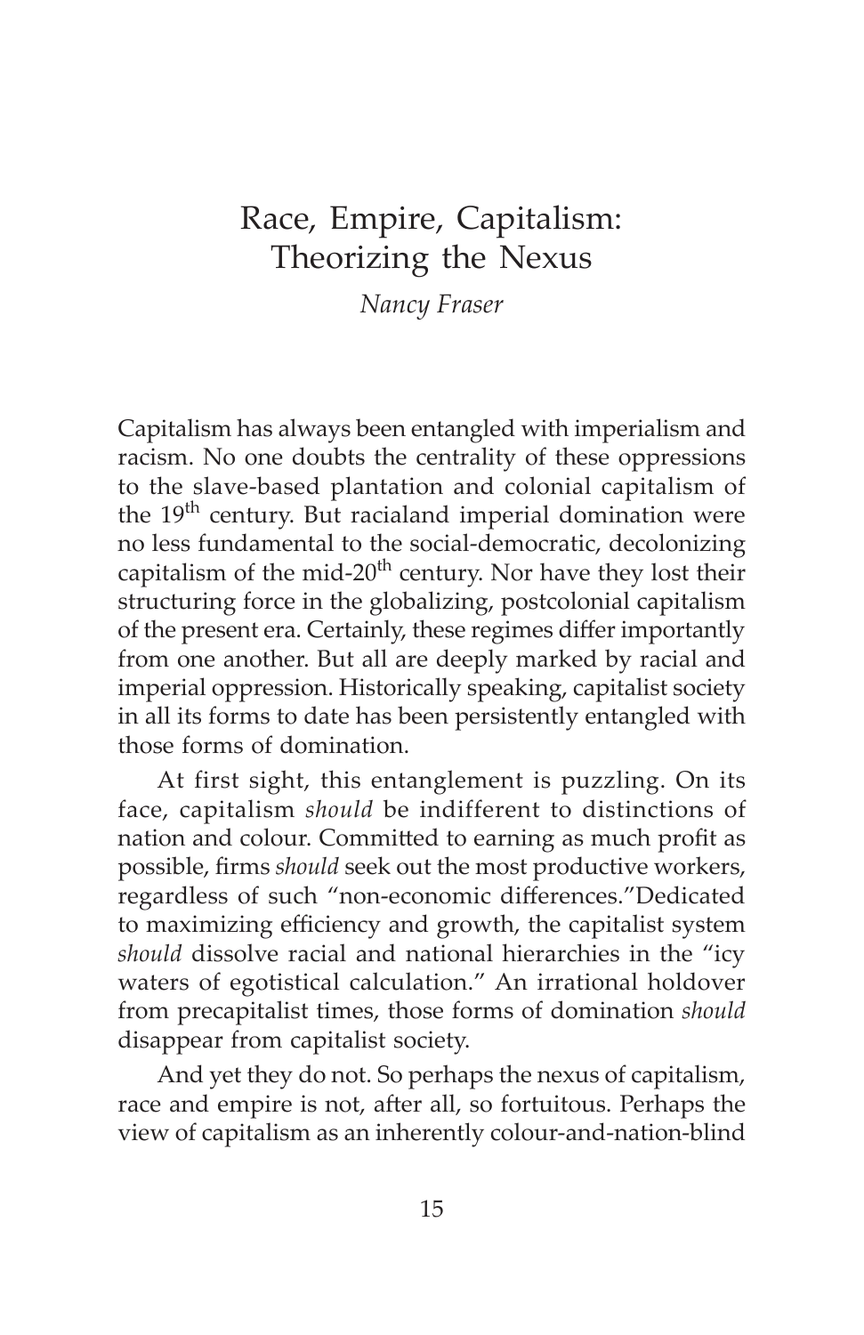# Race, Empire, Capitalism: Theorizing the Nexus

*Nancy Fraser*

Capitalism has always been entangled with imperialism and racism. No one doubts the centrality of these oppressions to the slave-based plantation and colonial capitalism of the 19th century. But racialand imperial domination were no less fundamental to the social-democratic, decolonizing capitalism of the mid-20th century. Nor have they lost their structuring force in the globalizing, postcolonial capitalism of the present era. Certainly, these regimes differ importantly from one another. But all are deeply marked by racial and imperial oppression. Historically speaking, capitalist society in all its forms to date has been persistently entangled with those forms of domination.

At first sight, this entanglement is puzzling. On its face, capitalism *should* be indifferent to distinctions of nation and colour. Committed to earning as much profit as possible, firms *should* seek out the most productive workers, regardless of such "non-economic differences."Dedicated to maximizing efficiency and growth, the capitalist system *should* dissolve racial and national hierarchies in the "icy waters of egotistical calculation." An irrational holdover from precapitalist times, those forms of domination *should* disappear from capitalist society.

And yet they do not. So perhaps the nexus of capitalism, race and empire is not, after all, so fortuitous. Perhaps the view of capitalism as an inherently colour-and-nation-blind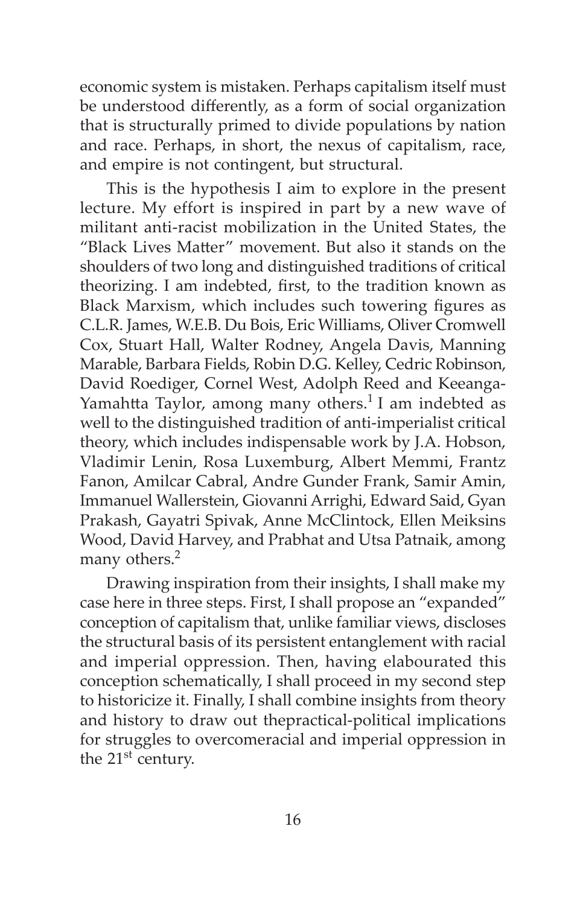economic system is mistaken. Perhaps capitalism itself must be understood differently, as a form of social organization that is structurally primed to divide populations by nation and race. Perhaps, in short, the nexus of capitalism, race, and empire is not contingent, but structural.

This is the hypothesis I aim to explore in the present lecture. My effort is inspired in part by a new wave of militant anti-racist mobilization in the United States, the "Black Lives Matter" movement. But also it stands on the shoulders of two long and distinguished traditions of critical theorizing. I am indebted, first, to the tradition known as Black Marxism, which includes such towering figures as C.L.R. James, W.E.B. Du Bois, Eric Williams, Oliver Cromwell Cox, Stuart Hall, Walter Rodney, Angela Davis, Manning Marable, Barbara Fields, Robin D.G. Kelley, Cedric Robinson, David Roediger, Cornel West, Adolph Reed and Keeanga-Yamahtta Taylor, among many others.[1] I am indebted as well to the distinguished tradition of anti-imperialist critical theory, which includes indispensable work by J.A. Hobson, Vladimir Lenin, Rosa Luxemburg, Albert Memmi, Frantz Fanon, Amilcar Cabral, Andre Gunder Frank, Samir Amin, Immanuel Wallerstein, Giovanni Arrighi, Edward Said, Gyan Prakash, Gayatri Spivak, Anne McClintock, Ellen Meiksins Wood, David Harvey, and Prabhat and Utsa Patnaik, among many others.[2]

Drawing inspiration from their insights, I shall make my case here in three steps. First, I shall propose an "expanded" conception of capitalism that, unlike familiar views, discloses the structural basis of its persistent entanglement with racial and imperial oppression. Then, having elabourated this conception schematically, I shall proceed in my second step to historicize it. Finally, I shall combine insights from theory and history to draw out thepractical-political implications for struggles to overcomeracial and imperial oppression in the 21st century.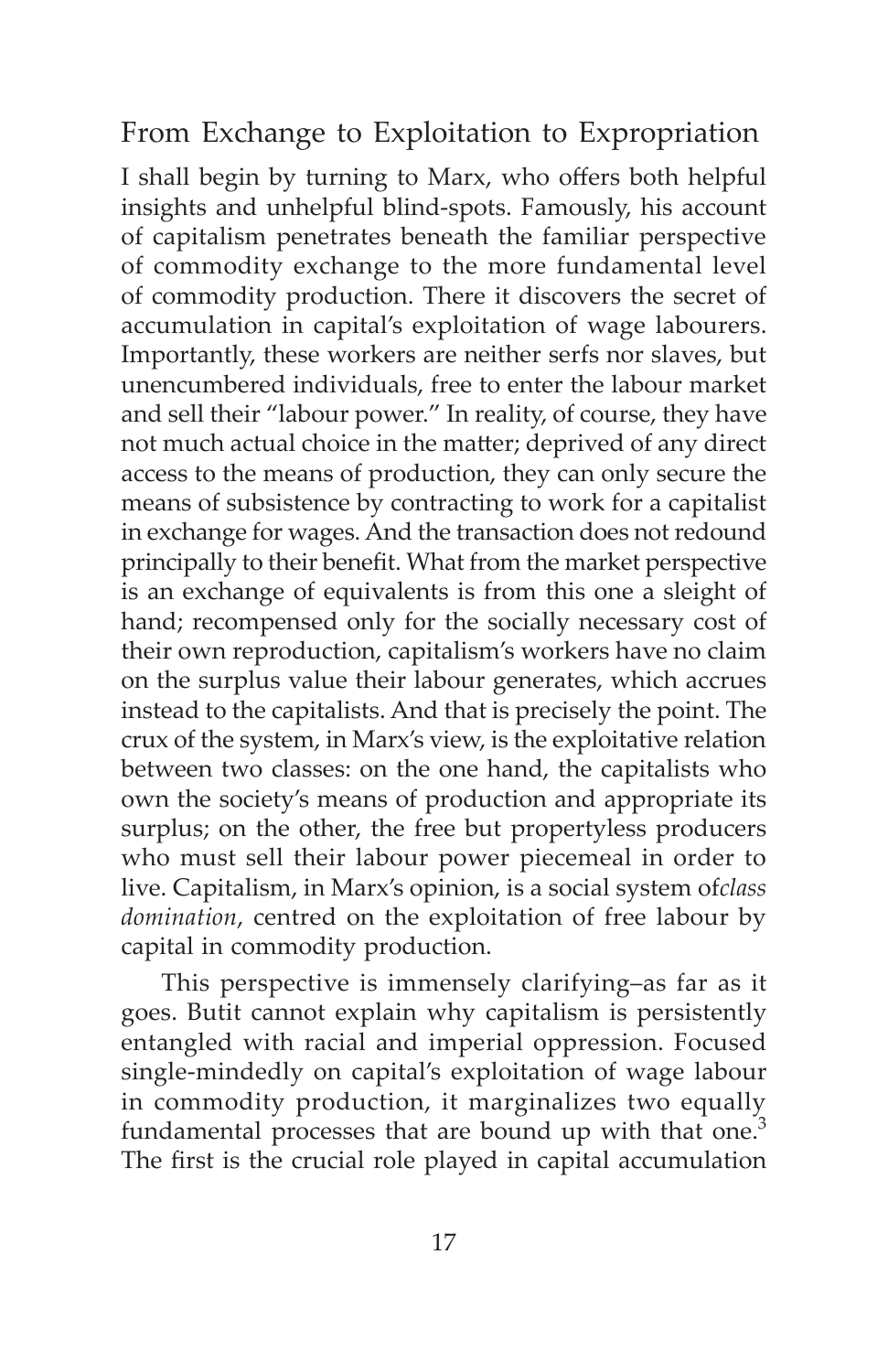## From Exchange to Exploitation to Expropriation

I shall begin by turning to Marx, who offers both helpful insights and unhelpful blind-spots. Famously, his account of capitalism penetrates beneath the familiar perspective of commodity exchange to the more fundamental level of commodity production. There it discovers the secret of accumulation in capital's exploitation of wage labourers. Importantly, these workers are neither serfs nor slaves, but unencumbered individuals, free to enter the labour market and sell their "labour power." In reality, of course, they have not much actual choice in the matter; deprived of any direct access to the means of production, they can only secure the means of subsistence by contracting to work for a capitalist in exchange for wages. And the transaction does not redound principally to their benefit. What from the market perspective is an exchange of equivalents is from this one a sleight of hand; recompensed only for the socially necessary cost of their own reproduction, capitalism's workers have no claim on the surplus value their labour generates, which accrues instead to the capitalists. And that is precisely the point. The crux of the system, in Marx's view, is the exploitative relation between two classes: on the one hand, the capitalists who own the society's means of production and appropriate its surplus; on the other, the free but propertyless producers who must sell their labour power piecemeal in order to live. Capitalism, in Marx's opinion, is a social system of*class domination*, centred on the exploitation of free labour by capital in commodity production.

This perspective is immensely clarifying–as far as it goes. Butit cannot explain why capitalism is persistently entangled with racial and imperial oppression. Focused single-mindedly on capital's exploitation of wage labour in commodity production, it marginalizes two equally fundamental processes that are bound up with that one.[3] The first is the crucial role played in capital accumulation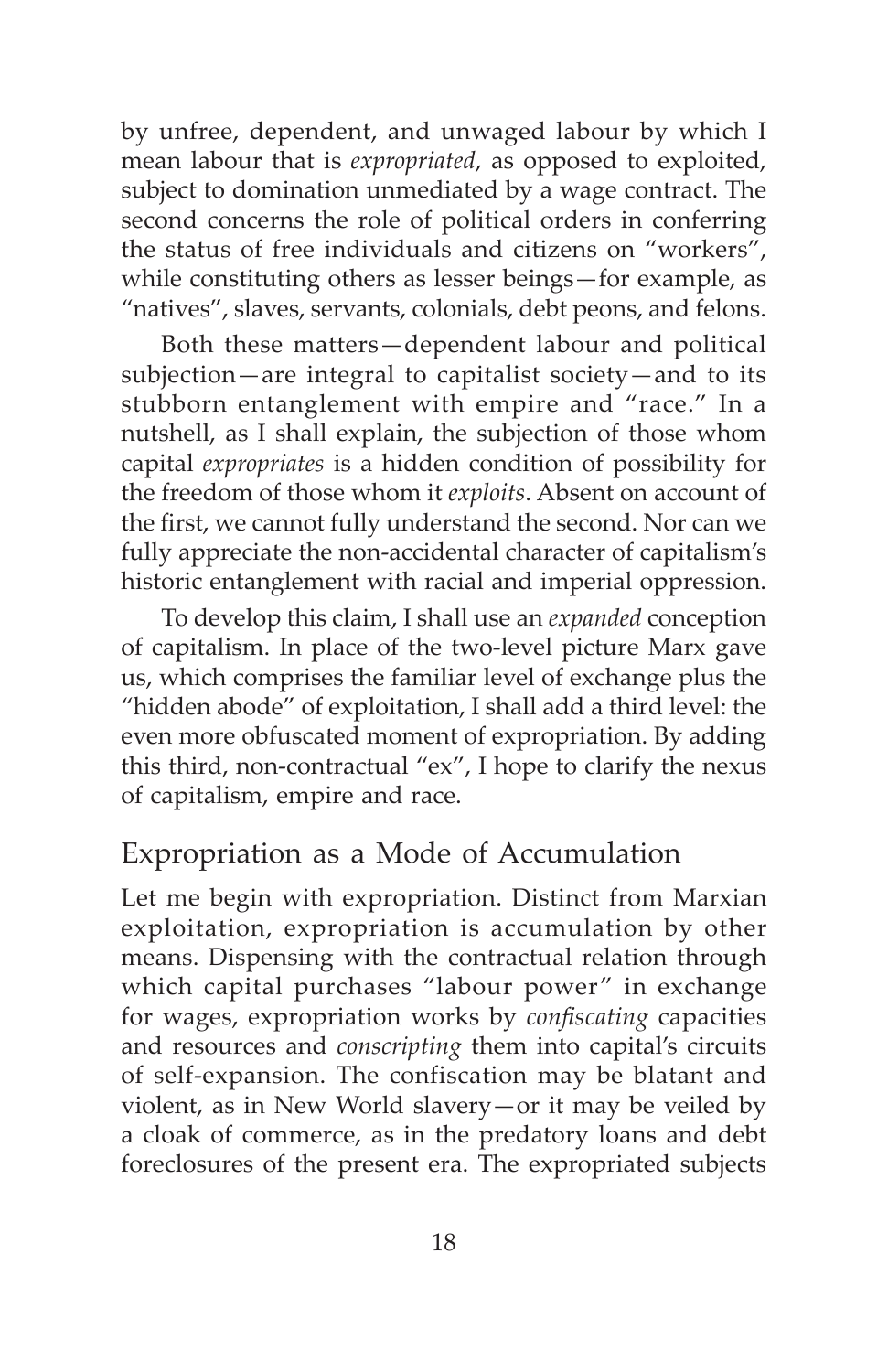by unfree, dependent, and unwaged labour by which I mean labour that is *expropriated*, as opposed to exploited, subject to domination unmediated by a wage contract. The second concerns the role of political orders in conferring the status of free individuals and citizens on "workers", while constituting others as lesser beings—for example, as "natives", slaves, servants, colonials, debt peons, and felons.

Both these matters—dependent labour and political subjection—are integral to capitalist society—and to its stubborn entanglement with empire and "race." In a nutshell, as I shall explain, the subjection of those whom capital *expropriates* is a hidden condition of possibility for the freedom of those whom it *exploits*. Absent on account of the first, we cannot fully understand the second. Nor can we fully appreciate the non-accidental character of capitalism's historic entanglement with racial and imperial oppression.

To develop this claim, I shall use an *expanded* conception of capitalism. In place of the two-level picture Marx gave us, which comprises the familiar level of exchange plus the "hidden abode" of exploitation, I shall add a third level: the even more obfuscated moment of expropriation. By adding this third, non-contractual "ex", I hope to clarify the nexus of capitalism, empire and race.

## Expropriation as a Mode of Accumulation

Let me begin with expropriation. Distinct from Marxian exploitation, expropriation is accumulation by other means. Dispensing with the contractual relation through which capital purchases "labour power" in exchange for wages, expropriation works by *confiscating* capacities and resources and *conscripting* them into capital's circuits of self-expansion. The confiscation may be blatant and violent, as in New World slavery—or it may be veiled by a cloak of commerce, as in the predatory loans and debt foreclosures of the present era. The expropriated subjects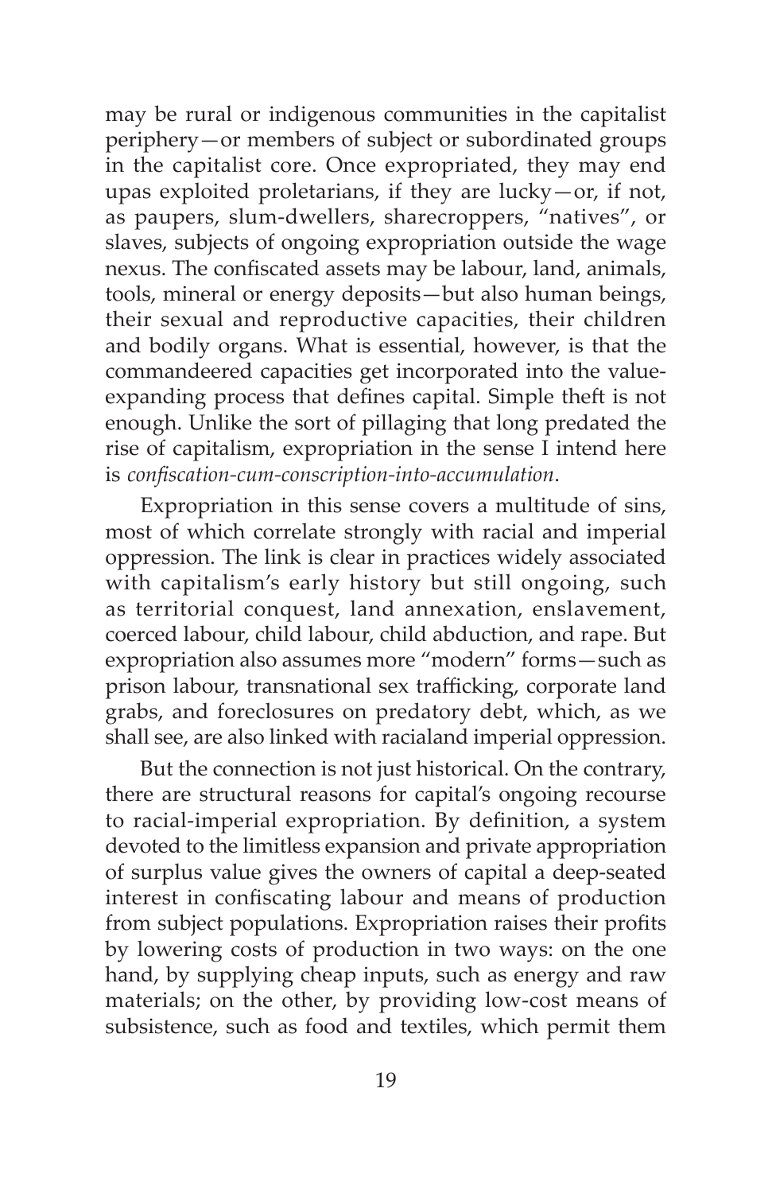may be rural or indigenous communities in the capitalist periphery—or members of subject or subordinated groups in the capitalist core. Once expropriated, they may end upas exploited proletarians, if they are lucky—or, if not, as paupers, slum-dwellers, sharecroppers, "natives", or slaves, subjects of ongoing expropriation outside the wage nexus. The confiscated assets may be labour, land, animals, tools, mineral or energy deposits—but also human beings, their sexual and reproductive capacities, their children and bodily organs. What is essential, however, is that the commandeered capacities get incorporated into the value-expanding process that defines capital. Simple theft is not enough. Unlike the sort of pillaging that long predated the rise of capitalism, expropriation in the sense I intend here is *confiscation-cum-conscription-into-accumulation*.

Expropriation in this sense covers a multitude of sins, most of which correlate strongly with racial and imperial oppression. The link is clear in practices widely associated with capitalism's early history but still ongoing, such as territorial conquest, land annexation, enslavement, coerced labour, child labour, child abduction, and rape. But expropriation also assumes more "modern" forms—such as prison labour, transnational sex trafficking, corporate land grabs, and foreclosures on predatory debt, which, as we shall see, are also linked with racialand imperial oppression.

But the connection is not just historical. On the contrary, there are structural reasons for capital's ongoing recourse to racial-imperial expropriation. By definition, a system devoted to the limitless expansion and private appropriation of surplus value gives the owners of capital a deep-seated interest in confiscating labour and means of production from subject populations. Expropriation raises their profits by lowering costs of production in two ways: on the one hand, by supplying cheap inputs, such as energy and raw materials; on the other, by providing low-cost means of subsistence, such as food and textiles, which permit them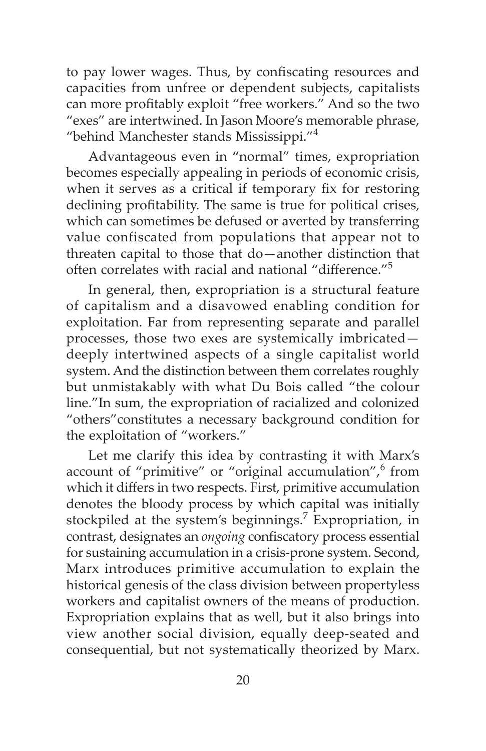to pay lower wages. Thus, by confiscating resources and capacities from unfree or dependent subjects, capitalists can more profitably exploit "free workers." And so the two "exes" are intertwined. In Jason Moore's memorable phrase, "behind Manchester stands Mississippi."[4]

Advantageous even in "normal" times, expropriation becomes especially appealing in periods of economic crisis, when it serves as a critical if temporary fix for restoring declining profitability. The same is true for political crises, which can sometimes be defused or averted by transferring value confiscated from populations that appear not to threaten capital to those that do—another distinction that often correlates with racial and national "difference."[5]

In general, then, expropriation is a structural feature of capitalism and a disavowed enabling condition for exploitation. Far from representing separate and parallel processes, those two exes are systemically imbricated—deeply intertwined aspects of a single capitalist world system. And the distinction between them correlates roughly but unmistakably with what Du Bois called "the colour line."In sum, the expropriation of racialized and colonized "others"constitutes a necessary background condition for the exploitation of "workers."

Let me clarify this idea by contrasting it with Marx's account of "primitive" or "original accumulation",[6] from which it differs in two respects. First, primitive accumulation denotes the bloody process by which capital was initially stockpiled at the system's beginnings.[7] Expropriation, in contrast, designates an *ongoing* confiscatory process essential for sustaining accumulation in a crisis-prone system. Second, Marx introduces primitive accumulation to explain the historical genesis of the class division between propertyless workers and capitalist owners of the means of production. Expropriation explains that as well, but it also brings into view another social division, equally deep-seated and consequential, but not systematically theorized by Marx.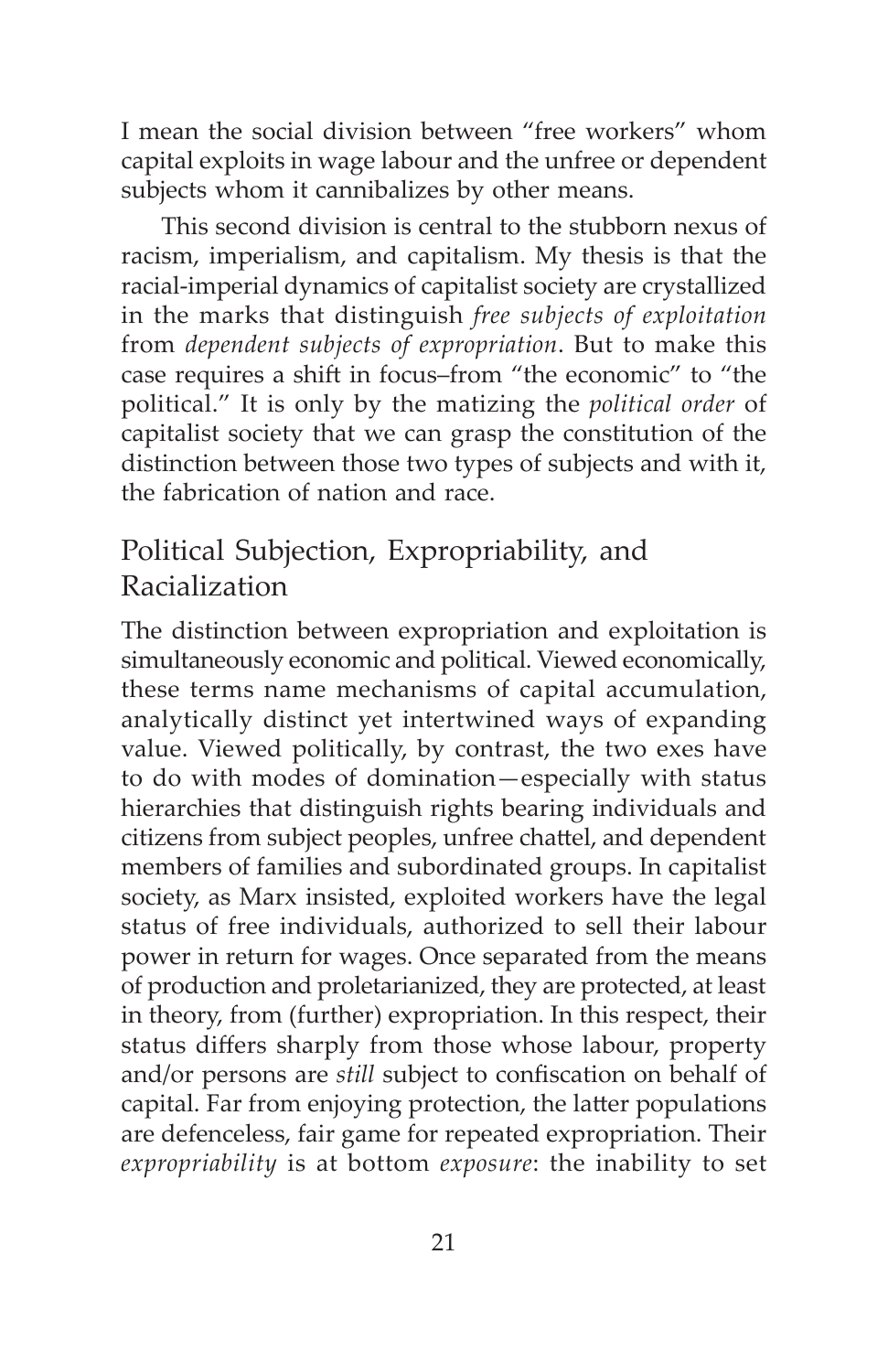I mean the social division between "free workers" whom capital exploits in wage labour and the unfree or dependent subjects whom it cannibalizes by other means.

This second division is central to the stubborn nexus of racism, imperialism, and capitalism. My thesis is that the racial-imperial dynamics of capitalist society are crystallized in the marks that distinguish *free subjects of exploitation* from *dependent subjects of expropriation*. But to make this case requires a shift in focus–from "the economic" to "the political." It is only by the matizing the *political order* of capitalist society that we can grasp the constitution of the distinction between those two types of subjects and with it, the fabrication of nation and race.

## Political Subjection, Expropriability, and Racialization

The distinction between expropriation and exploitation is simultaneously economic and political. Viewed economically, these terms name mechanisms of capital accumulation, analytically distinct yet intertwined ways of expanding value. Viewed politically, by contrast, the two exes have to do with modes of domination—especially with status hierarchies that distinguish rights bearing individuals and citizens from subject peoples, unfree chattel, and dependent members of families and subordinated groups. In capitalist society, as Marx insisted, exploited workers have the legal status of free individuals, authorized to sell their labour power in return for wages. Once separated from the means of production and proletarianized, they are protected, at least in theory, from (further) expropriation. In this respect, their status differs sharply from those whose labour, property and/or persons are *still* subject to confiscation on behalf of capital. Far from enjoying protection, the latter populations are defenceless, fair game for repeated expropriation. Their *expropriability* is at bottom *exposure*: the inability to set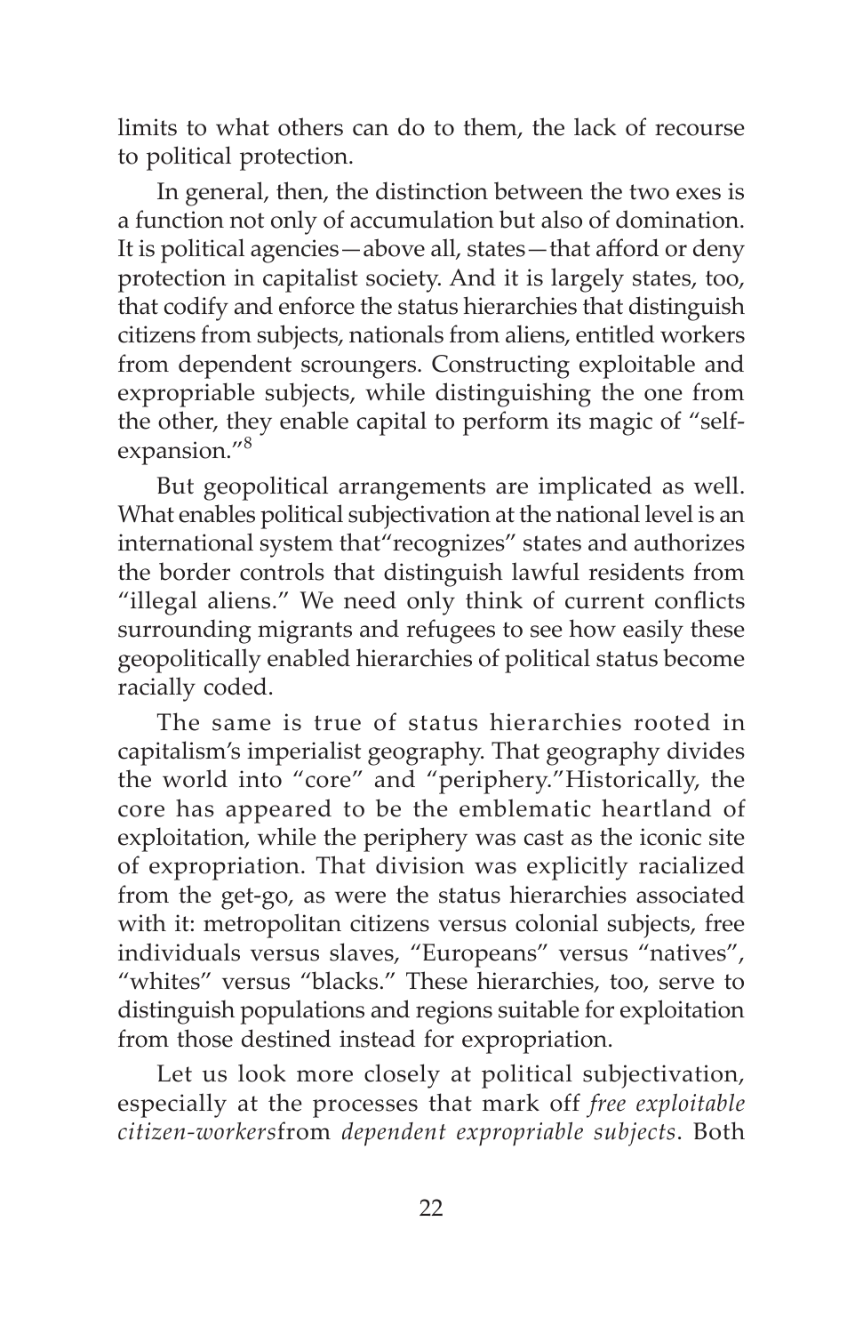limits to what others can do to them, the lack of recourse to political protection.

In general, then, the distinction between the two exes is a function not only of accumulation but also of domination. It is political agencies—above all, states—that afford or deny protection in capitalist society. And it is largely states, too, that codify and enforce the status hierarchies that distinguish citizens from subjects, nationals from aliens, entitled workers from dependent scroungers. Constructing exploitable and expropriable subjects, while distinguishing the one from the other, they enable capital to perform its magic of "self-expansion."[8]

But geopolitical arrangements are implicated as well. What enables political subjectivation at the national level is an international system that"recognizes" states and authorizes the border controls that distinguish lawful residents from "illegal aliens." We need only think of current conflicts surrounding migrants and refugees to see how easily these geopolitically enabled hierarchies of political status become racially coded.

The same is true of status hierarchies rooted in capitalism's imperialist geography. That geography divides the world into "core" and "periphery."Historically, the core has appeared to be the emblematic heartland of exploitation, while the periphery was cast as the iconic site of expropriation. That division was explicitly racialized from the get-go, as were the status hierarchies associated with it: metropolitan citizens versus colonial subjects, free individuals versus slaves, "Europeans" versus "natives", "whites" versus "blacks." These hierarchies, too, serve to distinguish populations and regions suitable for exploitation from those destined instead for expropriation.

Let us look more closely at political subjectivation, especially at the processes that mark off *free exploitable citizen-workers*from *dependent expropriable subjects*. Both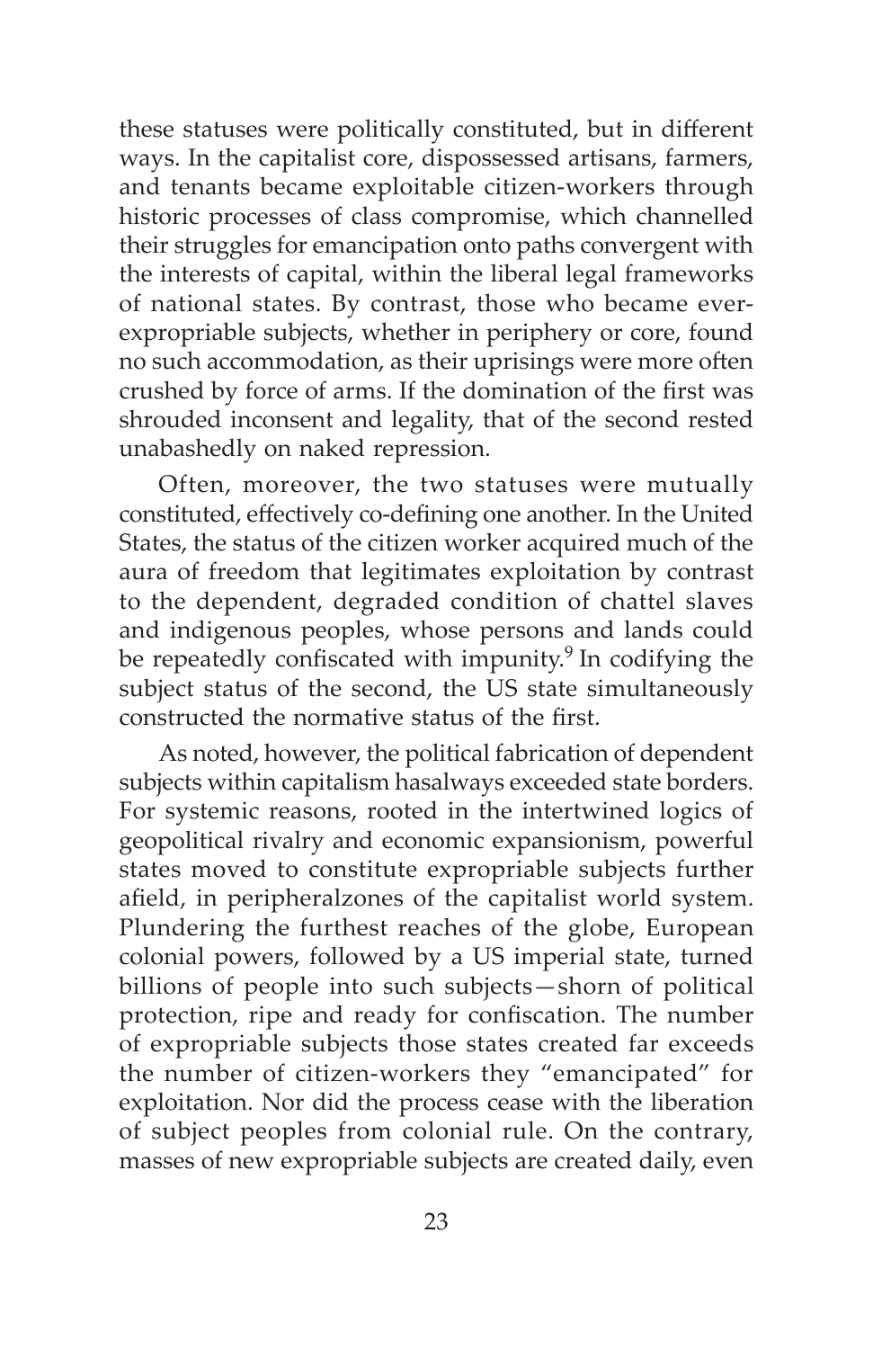these statuses were politically constituted, but in different ways. In the capitalist core, dispossessed artisans, farmers, and tenants became exploitable citizen-workers through historic processes of class compromise, which channelled their struggles for emancipation onto paths convergent with the interests of capital, within the liberal legal frameworks of national states. By contrast, those who became ever-expropriable subjects, whether in periphery or core, found no such accommodation, as their uprisings were more often crushed by force of arms. If the domination of the first was shrouded inconsent and legality, that of the second rested unabashedly on naked repression.

Often, moreover, the two statuses were mutually constituted, effectively co-defining one another. In the United States, the status of the citizen worker acquired much of the aura of freedom that legitimates exploitation by contrast to the dependent, degraded condition of chattel slaves and indigenous peoples, whose persons and lands could be repeatedly confiscated with impunity.[9] In codifying the subject status of the second, the US state simultaneously constructed the normative status of the first.

As noted, however, the political fabrication of dependent subjects within capitalism hasalways exceeded state borders. For systemic reasons, rooted in the intertwined logics of geopolitical rivalry and economic expansionism, powerful states moved to constitute expropriable subjects further afield, in peripheralzones of the capitalist world system. Plundering the furthest reaches of the globe, European colonial powers, followed by a US imperial state, turned billions of people into such subjects—shorn of political protection, ripe and ready for confiscation. The number of expropriable subjects those states created far exceeds the number of citizen-workers they "emancipated" for exploitation. Nor did the process cease with the liberation of subject peoples from colonial rule. On the contrary, masses of new expropriable subjects are created daily, even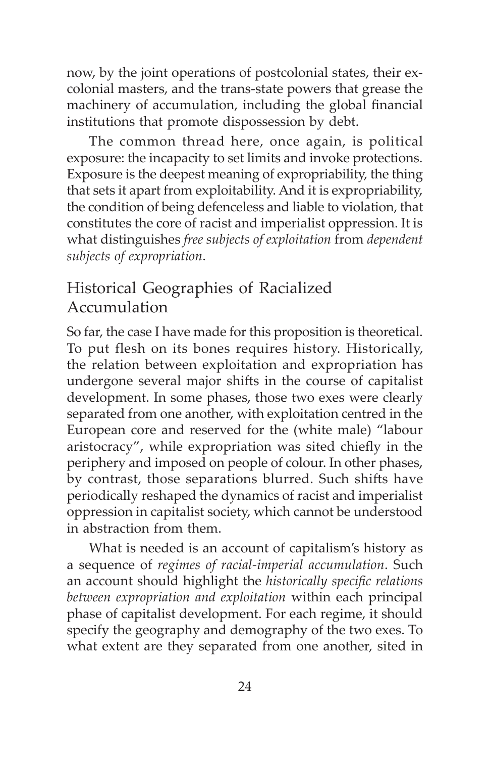now, by the joint operations of postcolonial states, their ex-colonial masters, and the trans-state powers that grease the machinery of accumulation, including the global financial institutions that promote dispossession by debt.

The common thread here, once again, is political exposure: the incapacity to set limits and invoke protections. Exposure is the deepest meaning of expropriability, the thing that sets it apart from exploitability. And it is expropriability, the condition of being defenceless and liable to violation, that constitutes the core of racist and imperialist oppression. It is what distinguishes *free subjects of exploitation* from *dependent subjects of expropriation*.

## Historical Geographies of Racialized Accumulation

So far, the case I have made for this proposition is theoretical. To put flesh on its bones requires history. Historically, the relation between exploitation and expropriation has undergone several major shifts in the course of capitalist development. In some phases, those two exes were clearly separated from one another, with exploitation centred in the European core and reserved for the (white male) "labour aristocracy", while expropriation was sited chiefly in the periphery and imposed on people of colour. In other phases, by contrast, those separations blurred. Such shifts have periodically reshaped the dynamics of racist and imperialist oppression in capitalist society, which cannot be understood in abstraction from them.

What is needed is an account of capitalism's history as a sequence of *regimes of racial-imperial accumulation*. Such an account should highlight the *historically specific relations between expropriation and exploitation* within each principal phase of capitalist development. For each regime, it should specify the geography and demography of the two exes. To what extent are they separated from one another, sited in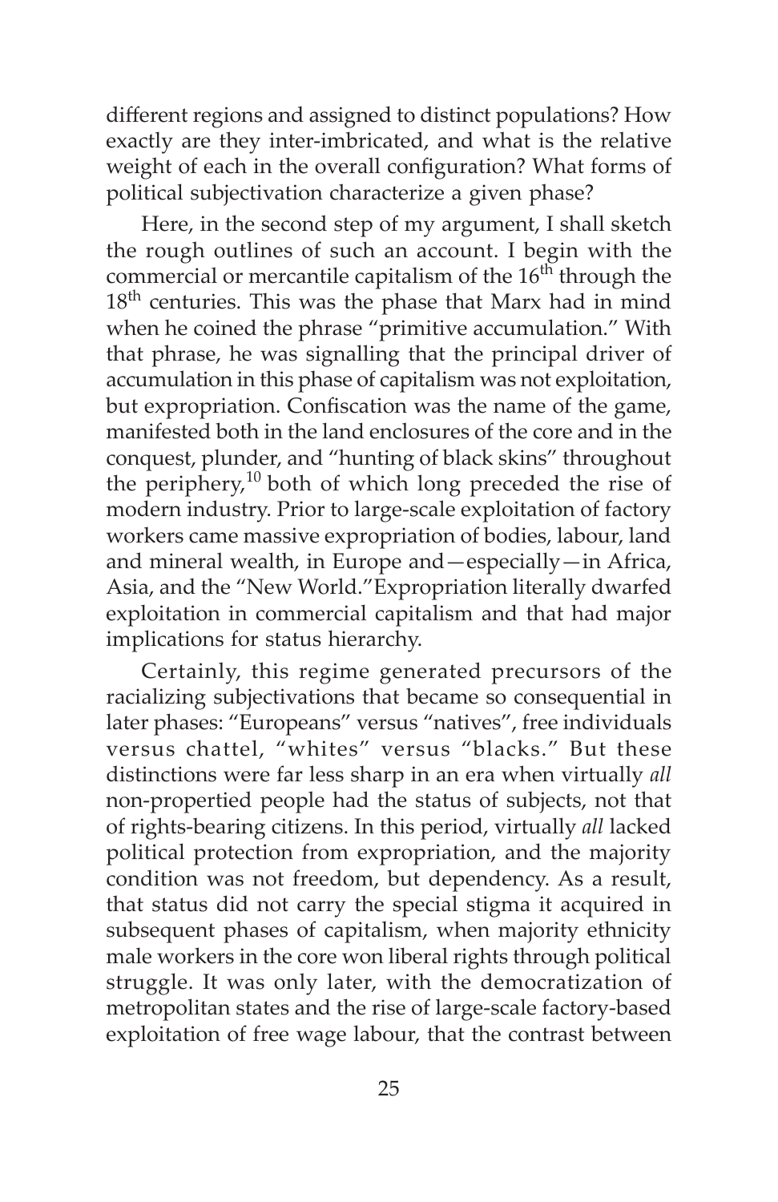different regions and assigned to distinct populations? How exactly are they inter-imbricated, and what is the relative weight of each in the overall configuration? What forms of political subjectivation characterize a given phase?

Here, in the second step of my argument, I shall sketch the rough outlines of such an account. I begin with the commercial or mercantile capitalism of the 16th through the 18th centuries. This was the phase that Marx had in mind when he coined the phrase "primitive accumulation." With that phrase, he was signalling that the principal driver of accumulation in this phase of capitalism was not exploitation, but expropriation. Confiscation was the name of the game, manifested both in the land enclosures of the core and in the conquest, plunder, and "hunting of black skins" throughout the periphery,[10] both of which long preceded the rise of modern industry. Prior to large-scale exploitation of factory workers came massive expropriation of bodies, labour, land and mineral wealth, in Europe and—especially—in Africa, Asia, and the "New World."Expropriation literally dwarfed exploitation in commercial capitalism and that had major implications for status hierarchy.

Certainly, this regime generated precursors of the racializing subjectivations that became so consequential in later phases: "Europeans" versus "natives", free individuals versus chattel, "whites" versus "blacks." But these distinctions were far less sharp in an era when virtually *all* non-propertied people had the status of subjects, not that of rights-bearing citizens. In this period, virtually *all* lacked political protection from expropriation, and the majority condition was not freedom, but dependency. As a result, that status did not carry the special stigma it acquired in subsequent phases of capitalism, when majority ethnicity male workers in the core won liberal rights through political struggle. It was only later, with the democratization of metropolitan states and the rise of large-scale factory-based exploitation of free wage labour, that the contrast between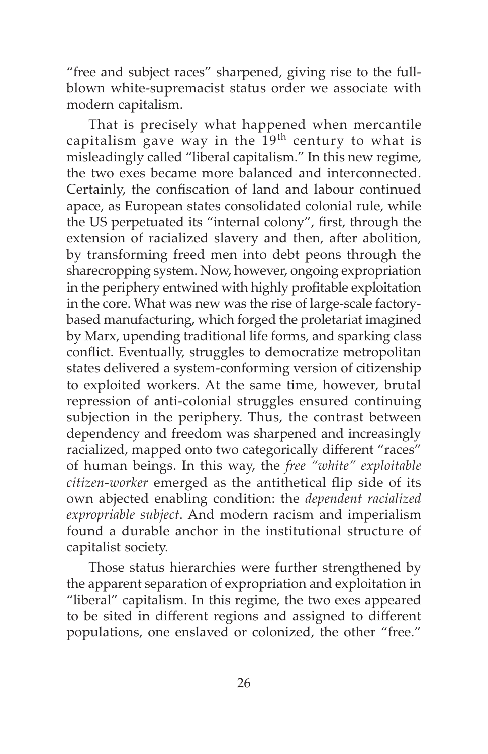"free and subject races" sharpened, giving rise to the full-blown white-supremacist status order we associate with modern capitalism.

That is precisely what happened when mercantile capitalism gave way in the 19th century to what is misleadingly called "liberal capitalism." In this new regime, the two exes became more balanced and interconnected. Certainly, the confiscation of land and labour continued apace, as European states consolidated colonial rule, while the US perpetuated its "internal colony", first, through the extension of racialized slavery and then, after abolition, by transforming freed men into debt peons through the sharecropping system. Now, however, ongoing expropriation in the periphery entwined with highly profitable exploitation in the core. What was new was the rise of large-scale factory-based manufacturing, which forged the proletariat imagined by Marx, upending traditional life forms, and sparking class conflict. Eventually, struggles to democratize metropolitan states delivered a system-conforming version of citizenship to exploited workers. At the same time, however, brutal repression of anti-colonial struggles ensured continuing subjection in the periphery. Thus, the contrast between dependency and freedom was sharpened and increasingly racialized, mapped onto two categorically different "races" of human beings. In this way, the *free "white" exploitable citizen-worker* emerged as the antithetical flip side of its own abjected enabling condition: the *dependent racialized expropriable subject*. And modern racism and imperialism found a durable anchor in the institutional structure of capitalist society.

Those status hierarchies were further strengthened by the apparent separation of expropriation and exploitation in "liberal" capitalism. In this regime, the two exes appeared to be sited in different regions and assigned to different populations, one enslaved or colonized, the other "free."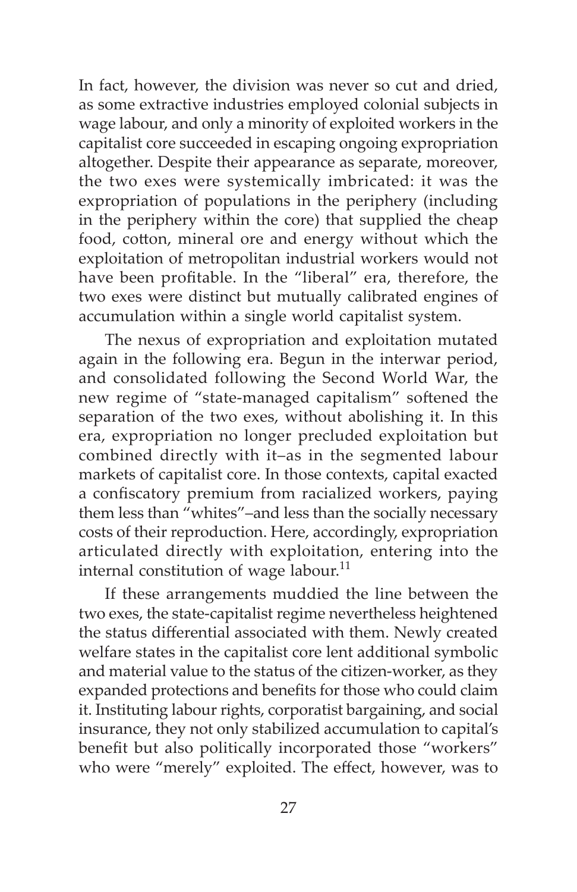In fact, however, the division was never so cut and dried, as some extractive industries employed colonial subjects in wage labour, and only a minority of exploited workers in the capitalist core succeeded in escaping ongoing expropriation altogether. Despite their appearance as separate, moreover, the two exes were systemically imbricated: it was the expropriation of populations in the periphery (including in the periphery within the core) that supplied the cheap food, cotton, mineral ore and energy without which the exploitation of metropolitan industrial workers would not have been profitable. In the "liberal" era, therefore, the two exes were distinct but mutually calibrated engines of accumulation within a single world capitalist system.

The nexus of expropriation and exploitation mutated again in the following era. Begun in the interwar period, and consolidated following the Second World War, the new regime of "state-managed capitalism" softened the separation of the two exes, without abolishing it. In this era, expropriation no longer precluded exploitation but combined directly with it–as in the segmented labour markets of capitalist core. In those contexts, capital exacted a confiscatory premium from racialized workers, paying them less than "whites"–and less than the socially necessary costs of their reproduction. Here, accordingly, expropriation articulated directly with exploitation, entering into the internal constitution of wage labour.[11]

If these arrangements muddied the line between the two exes, the state-capitalist regime nevertheless heightened the status differential associated with them. Newly created welfare states in the capitalist core lent additional symbolic and material value to the status of the citizen-worker, as they expanded protections and benefits for those who could claim it. Instituting labour rights, corporatist bargaining, and social insurance, they not only stabilized accumulation to capital's benefit but also politically incorporated those "workers" who were "merely" exploited. The effect, however, was to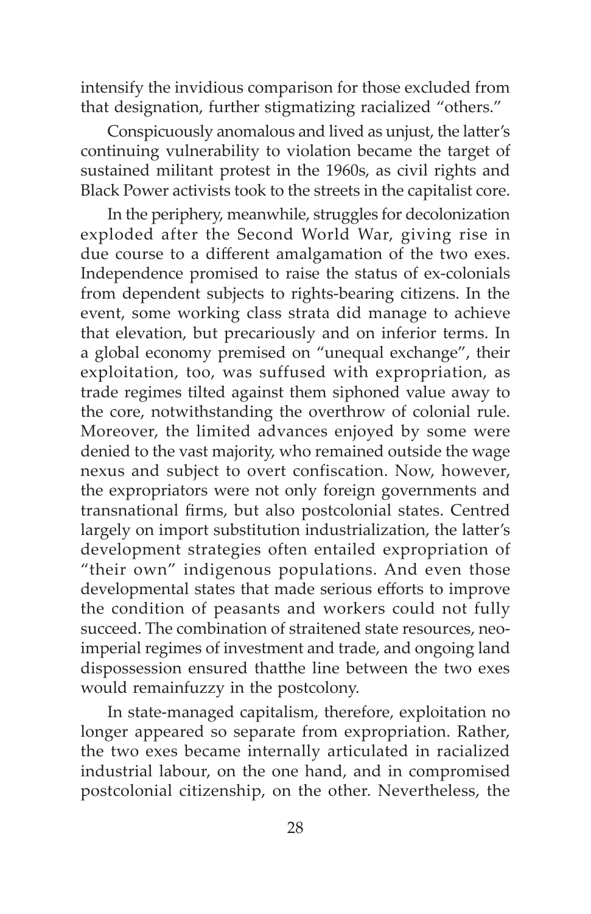intensify the invidious comparison for those excluded from that designation, further stigmatizing racialized "others."

Conspicuously anomalous and lived as unjust, the latter's continuing vulnerability to violation became the target of sustained militant protest in the 1960s, as civil rights and Black Power activists took to the streets in the capitalist core.

In the periphery, meanwhile, struggles for decolonization exploded after the Second World War, giving rise in due course to a different amalgamation of the two exes. Independence promised to raise the status of ex-colonials from dependent subjects to rights-bearing citizens. In the event, some working class strata did manage to achieve that elevation, but precariously and on inferior terms. In a global economy premised on "unequal exchange", their exploitation, too, was suffused with expropriation, as trade regimes tilted against them siphoned value away to the core, notwithstanding the overthrow of colonial rule. Moreover, the limited advances enjoyed by some were denied to the vast majority, who remained outside the wage nexus and subject to overt confiscation. Now, however, the expropriators were not only foreign governments and transnational firms, but also postcolonial states. Centred largely on import substitution industrialization, the latter's development strategies often entailed expropriation of "their own" indigenous populations. And even those developmental states that made serious efforts to improve the condition of peasants and workers could not fully succeed. The combination of straitened state resources, neo-imperial regimes of investment and trade, and ongoing land dispossession ensured thatthe line between the two exes would remainfuzzy in the postcolony.

In state-managed capitalism, therefore, exploitation no longer appeared so separate from expropriation. Rather, the two exes became internally articulated in racialized industrial labour, on the one hand, and in compromised postcolonial citizenship, on the other. Nevertheless, the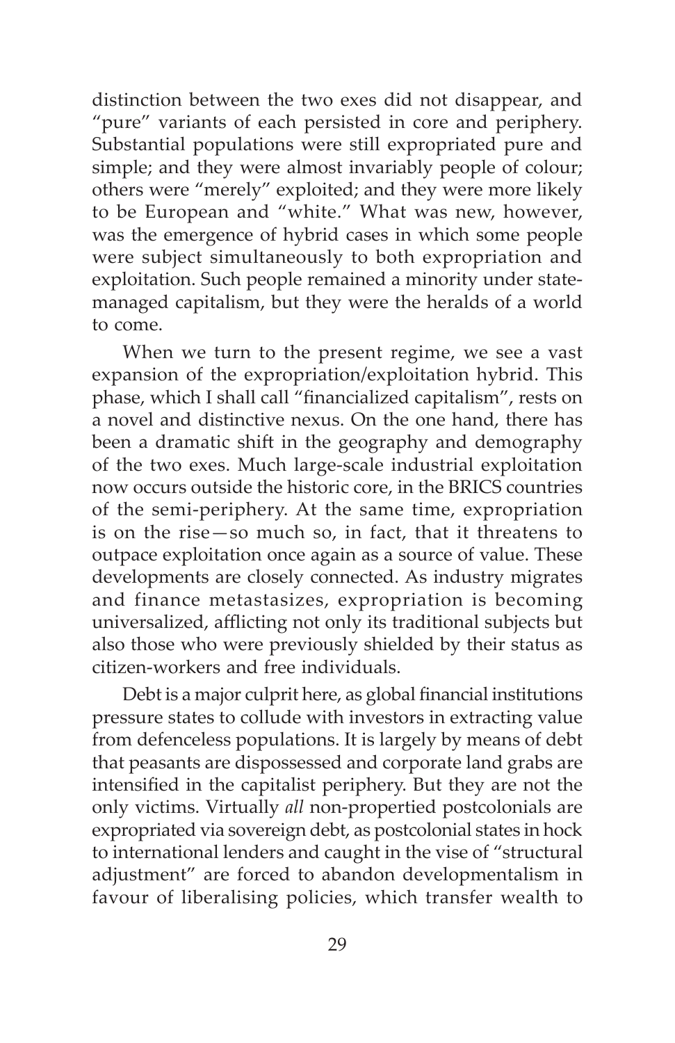distinction between the two exes did not disappear, and "pure" variants of each persisted in core and periphery. Substantial populations were still expropriated pure and simple; and they were almost invariably people of colour; others were "merely" exploited; and they were more likely to be European and "white." What was new, however, was the emergence of hybrid cases in which some people were subject simultaneously to both expropriation and exploitation. Such people remained a minority under state-managed capitalism, but they were the heralds of a world to come.

When we turn to the present regime, we see a vast expansion of the expropriation/exploitation hybrid. This phase, which I shall call "financialized capitalism", rests on a novel and distinctive nexus. On the one hand, there has been a dramatic shift in the geography and demography of the two exes. Much large-scale industrial exploitation now occurs outside the historic core, in the BRICS countries of the semi-periphery. At the same time, expropriation is on the rise—so much so, in fact, that it threatens to outpace exploitation once again as a source of value. These developments are closely connected. As industry migrates and finance metastasizes, expropriation is becoming universalized, afflicting not only its traditional subjects but also those who were previously shielded by their status as citizen-workers and free individuals.

Debt is a major culprit here, as global financial institutions pressure states to collude with investors in extracting value from defenceless populations. It is largely by means of debt that peasants are dispossessed and corporate land grabs are intensified in the capitalist periphery. But they are not the only victims. Virtually *all* non-propertied postcolonials are expropriated via sovereign debt, as postcolonial states in hock to international lenders and caught in the vise of "structural adjustment" are forced to abandon developmentalism in favour of liberalising policies, which transfer wealth to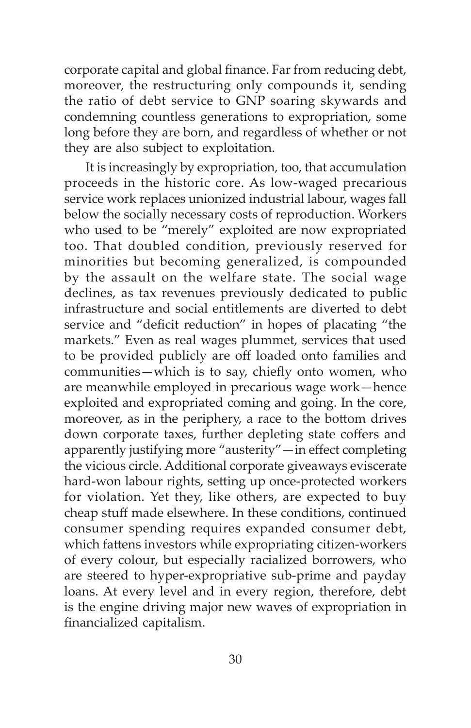corporate capital and global finance. Far from reducing debt, moreover, the restructuring only compounds it, sending the ratio of debt service to GNP soaring skywards and condemning countless generations to expropriation, some long before they are born, and regardless of whether or not they are also subject to exploitation.

It is increasingly by expropriation, too, that accumulation proceeds in the historic core. As low-waged precarious service work replaces unionized industrial labour, wages fall below the socially necessary costs of reproduction. Workers who used to be "merely" exploited are now expropriated too. That doubled condition, previously reserved for minorities but becoming generalized, is compounded by the assault on the welfare state. The social wage declines, as tax revenues previously dedicated to public infrastructure and social entitlements are diverted to debt service and "deficit reduction" in hopes of placating "the markets." Even as real wages plummet, services that used to be provided publicly are off loaded onto families and communities—which is to say, chiefly onto women, who are meanwhile employed in precarious wage work—hence exploited and expropriated coming and going. In the core, moreover, as in the periphery, a race to the bottom drives down corporate taxes, further depleting state coffers and apparently justifying more "austerity"—in effect completing the vicious circle. Additional corporate giveaways eviscerate hard-won labour rights, setting up once-protected workers for violation. Yet they, like others, are expected to buy cheap stuff made elsewhere. In these conditions, continued consumer spending requires expanded consumer debt, which fattens investors while expropriating citizen-workers of every colour, but especially racialized borrowers, who are steered to hyper-expropriative sub-prime and payday loans. At every level and in every region, therefore, debt is the engine driving major new waves of expropriation in financialized capitalism.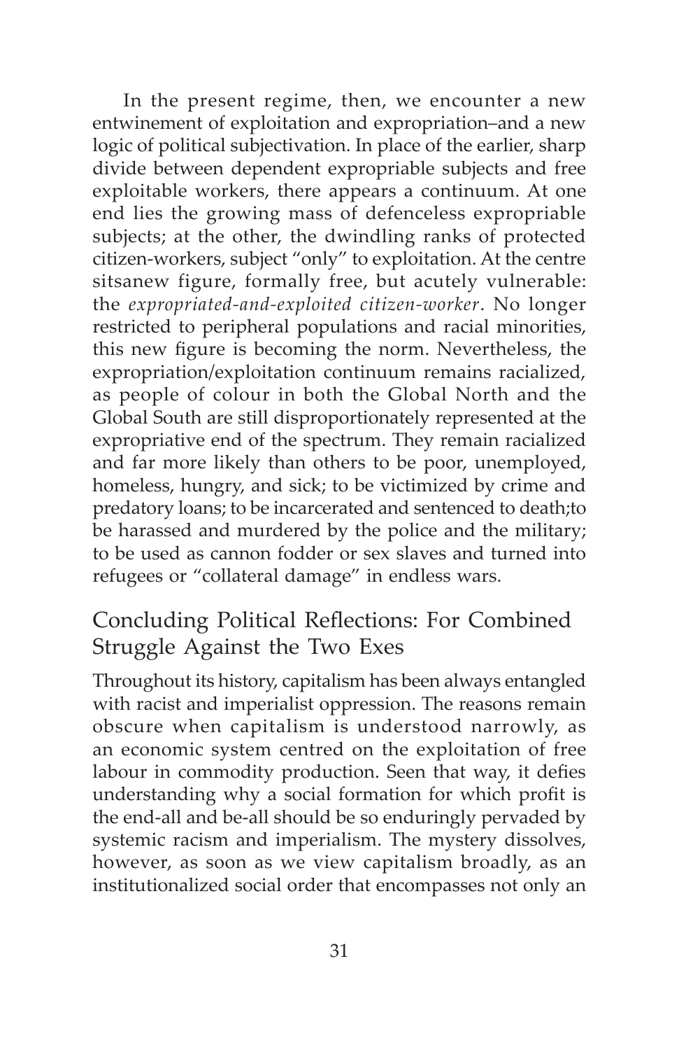In the present regime, then, we encounter a new entwinement of exploitation and expropriation–and a new logic of political subjectivation. In place of the earlier, sharp divide between dependent expropriable subjects and free exploitable workers, there appears a continuum. At one end lies the growing mass of defenceless expropriable subjects; at the other, the dwindling ranks of protected citizen-workers, subject "only" to exploitation. At the centre sitsanew figure, formally free, but acutely vulnerable: the *expropriated-and-exploited citizen-worker*. No longer restricted to peripheral populations and racial minorities, this new figure is becoming the norm. Nevertheless, the expropriation/exploitation continuum remains racialized, as people of colour in both the Global North and the Global South are still disproportionately represented at the expropriative end of the spectrum. They remain racialized and far more likely than others to be poor, unemployed, homeless, hungry, and sick; to be victimized by crime and predatory loans; to be incarcerated and sentenced to death;to be harassed and murdered by the police and the military; to be used as cannon fodder or sex slaves and turned into refugees or "collateral damage" in endless wars.

## Concluding Political Reflections: For Combined Struggle Against the Two Exes

Throughout its history, capitalism has been always entangled with racist and imperialist oppression. The reasons remain obscure when capitalism is understood narrowly, as an economic system centred on the exploitation of free labour in commodity production. Seen that way, it defies understanding why a social formation for which profit is the end-all and be-all should be so enduringly pervaded by systemic racism and imperialism. The mystery dissolves, however, as soon as we view capitalism broadly, as an institutionalized social order that encompasses not only an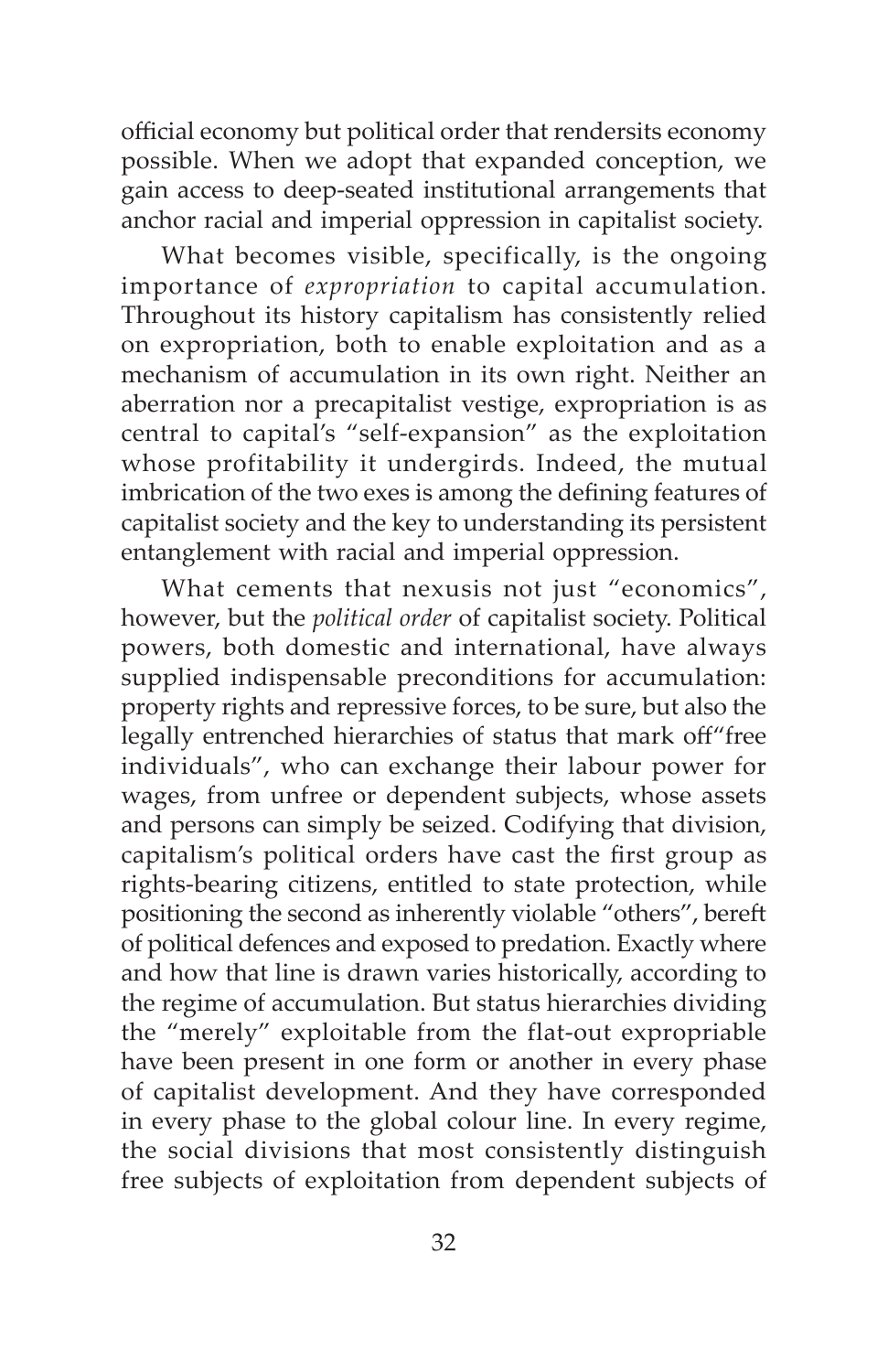official economy but political order that rendersits economy possible. When we adopt that expanded conception, we gain access to deep-seated institutional arrangements that anchor racial and imperial oppression in capitalist society.

What becomes visible, specifically, is the ongoing importance of *expropriation* to capital accumulation. Throughout its history capitalism has consistently relied on expropriation, both to enable exploitation and as a mechanism of accumulation in its own right. Neither an aberration nor a precapitalist vestige, expropriation is as central to capital's "self-expansion" as the exploitation whose profitability it undergirds. Indeed, the mutual imbrication of the two exes is among the defining features of capitalist society and the key to understanding its persistent entanglement with racial and imperial oppression.

What cements that nexusis not just "economics", however, but the *political order* of capitalist society. Political powers, both domestic and international, have always supplied indispensable preconditions for accumulation: property rights and repressive forces, to be sure, but also the legally entrenched hierarchies of status that mark off"free individuals", who can exchange their labour power for wages, from unfree or dependent subjects, whose assets and persons can simply be seized. Codifying that division, capitalism's political orders have cast the first group as rights-bearing citizens, entitled to state protection, while positioning the second as inherently violable "others", bereft of political defences and exposed to predation. Exactly where and how that line is drawn varies historically, according to the regime of accumulation. But status hierarchies dividing the "merely" exploitable from the flat-out expropriable have been present in one form or another in every phase of capitalist development. And they have corresponded in every phase to the global colour line. In every regime, the social divisions that most consistently distinguish free subjects of exploitation from dependent subjects of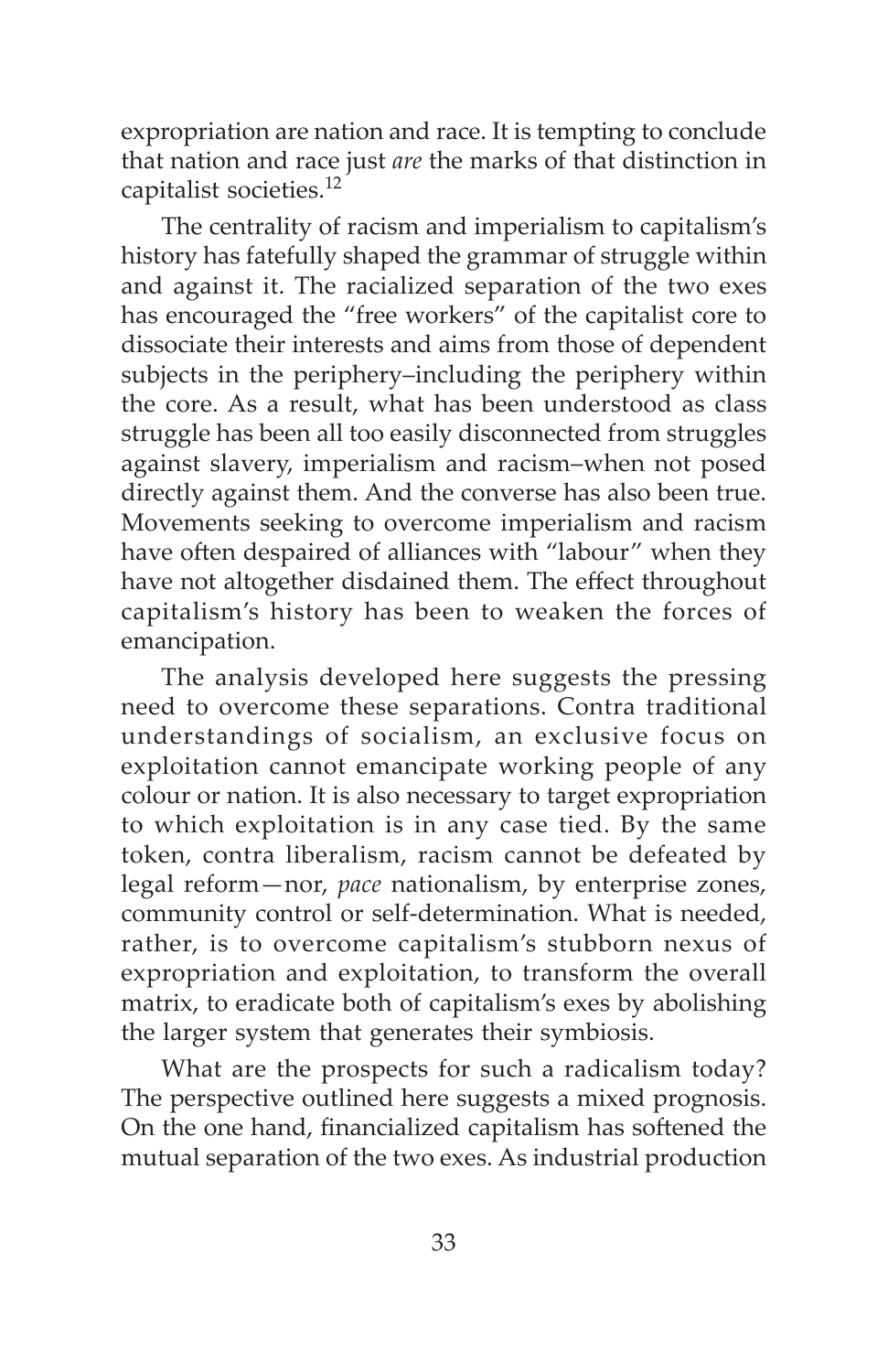expropriation are nation and race. It is tempting to conclude that nation and race just *are* the marks of that distinction in capitalist societies.[12]

The centrality of racism and imperialism to capitalism's history has fatefully shaped the grammar of struggle within and against it. The racialized separation of the two exes has encouraged the "free workers" of the capitalist core to dissociate their interests and aims from those of dependent subjects in the periphery–including the periphery within the core. As a result, what has been understood as class struggle has been all too easily disconnected from struggles against slavery, imperialism and racism–when not posed directly against them. And the converse has also been true. Movements seeking to overcome imperialism and racism have often despaired of alliances with "labour" when they have not altogether disdained them. The effect throughout capitalism's history has been to weaken the forces of emancipation.

The analysis developed here suggests the pressing need to overcome these separations. Contra traditional understandings of socialism, an exclusive focus on exploitation cannot emancipate working people of any colour or nation. It is also necessary to target expropriation to which exploitation is in any case tied. By the same token, contra liberalism, racism cannot be defeated by legal reform—nor, *pace* nationalism, by enterprise zones, community control or self-determination. What is needed, rather, is to overcome capitalism's stubborn nexus of expropriation and exploitation, to transform the overall matrix, to eradicate both of capitalism's exes by abolishing the larger system that generates their symbiosis.

What are the prospects for such a radicalism today? The perspective outlined here suggests a mixed prognosis. On the one hand, financialized capitalism has softened the mutual separation of the two exes. As industrial production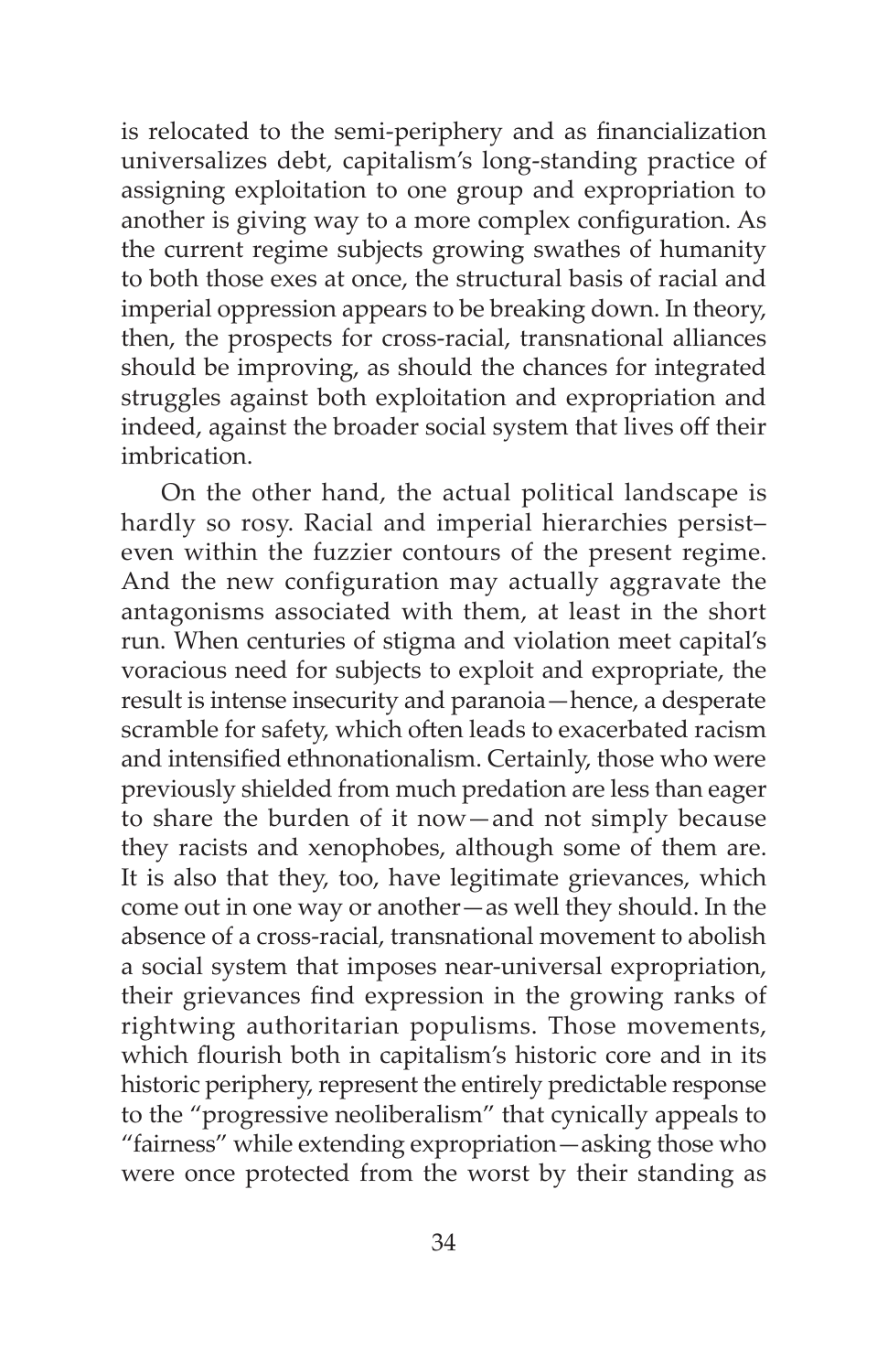is relocated to the semi-periphery and as financialization universalizes debt, capitalism's long-standing practice of assigning exploitation to one group and expropriation to another is giving way to a more complex configuration. As the current regime subjects growing swathes of humanity to both those exes at once, the structural basis of racial and imperial oppression appears to be breaking down. In theory, then, the prospects for cross-racial, transnational alliances should be improving, as should the chances for integrated struggles against both exploitation and expropriation and indeed, against the broader social system that lives off their imbrication.

On the other hand, the actual political landscape is hardly so rosy. Racial and imperial hierarchies persist– even within the fuzzier contours of the present regime. And the new configuration may actually aggravate the antagonisms associated with them, at least in the short run. When centuries of stigma and violation meet capital's voracious need for subjects to exploit and expropriate, the result is intense insecurity and paranoia—hence, a desperate scramble for safety, which often leads to exacerbated racism and intensified ethnonationalism. Certainly, those who were previously shielded from much predation are less than eager to share the burden of it now—and not simply because they racists and xenophobes, although some of them are. It is also that they, too, have legitimate grievances, which come out in one way or another—as well they should. In the absence of a cross-racial, transnational movement to abolish a social system that imposes near-universal expropriation, their grievances find expression in the growing ranks of rightwing authoritarian populisms. Those movements, which flourish both in capitalism's historic core and in its historic periphery, represent the entirely predictable response to the "progressive neoliberalism" that cynically appeals to "fairness" while extending expropriation—asking those who were once protected from the worst by their standing as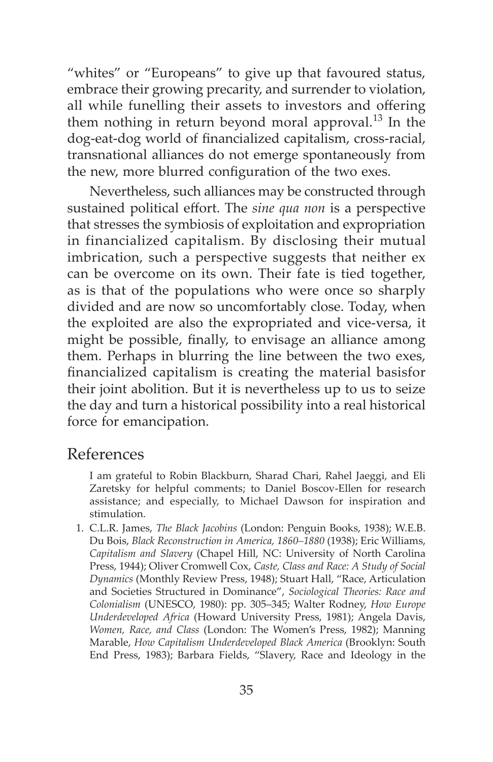"whites" or "Europeans" to give up that favoured status, embrace their growing precarity, and surrender to violation, all while funelling their assets to investors and offering them nothing in return beyond moral approval.[13] In the dog-eat-dog world of financialized capitalism, cross-racial, transnational alliances do not emerge spontaneously from the new, more blurred configuration of the two exes.

Nevertheless, such alliances may be constructed through sustained political effort. The *sine qua non* is a perspective that stresses the symbiosis of exploitation and expropriation in financialized capitalism. By disclosing their mutual imbrication, such a perspective suggests that neither ex can be overcome on its own. Their fate is tied together, as is that of the populations who were once so sharply divided and are now so uncomfortably close. Today, when the exploited are also the expropriated and vice-versa, it might be possible, finally, to envisage an alliance among them. Perhaps in blurring the line between the two exes, financialized capitalism is creating the material basisfor their joint abolition. But it is nevertheless up to us to seize the day and turn a historical possibility into a real historical force for emancipation.

## References

I am grateful to Robin Blackburn, Sharad Chari, Rahel Jaeggi, and Eli Zaretsky for helpful comments; to Daniel Boscov-Ellen for research assistance; and especially, to Michael Dawson for inspiration and stimulation.

1. C.L.R. James, *The Black Jacobins* (London: Penguin Books, 1938); W.E.B. Du Bois, *Black Reconstruction in America, 1860–1880* (1938); Eric Williams, *Capitalism and Slavery* (Chapel Hill, NC: University of North Carolina Press, 1944); Oliver Cromwell Cox, *Caste, Class and Race: A Study of Social Dynamics* (Monthly Review Press, 1948); Stuart Hall, "Race, Articulation and Societies Structured in Dominance", *Sociological Theories: Race and Colonialism* (UNESCO, 1980): pp. 305–345; Walter Rodney, *How Europe Underdeveloped Africa* (Howard University Press, 1981); Angela Davis, *Women, Race, and Class* (London: The Women's Press, 1982); Manning Marable, *How Capitalism Underdeveloped Black America* (Brooklyn: South End Press, 1983); Barbara Fields, "Slavery, Race and Ideology in the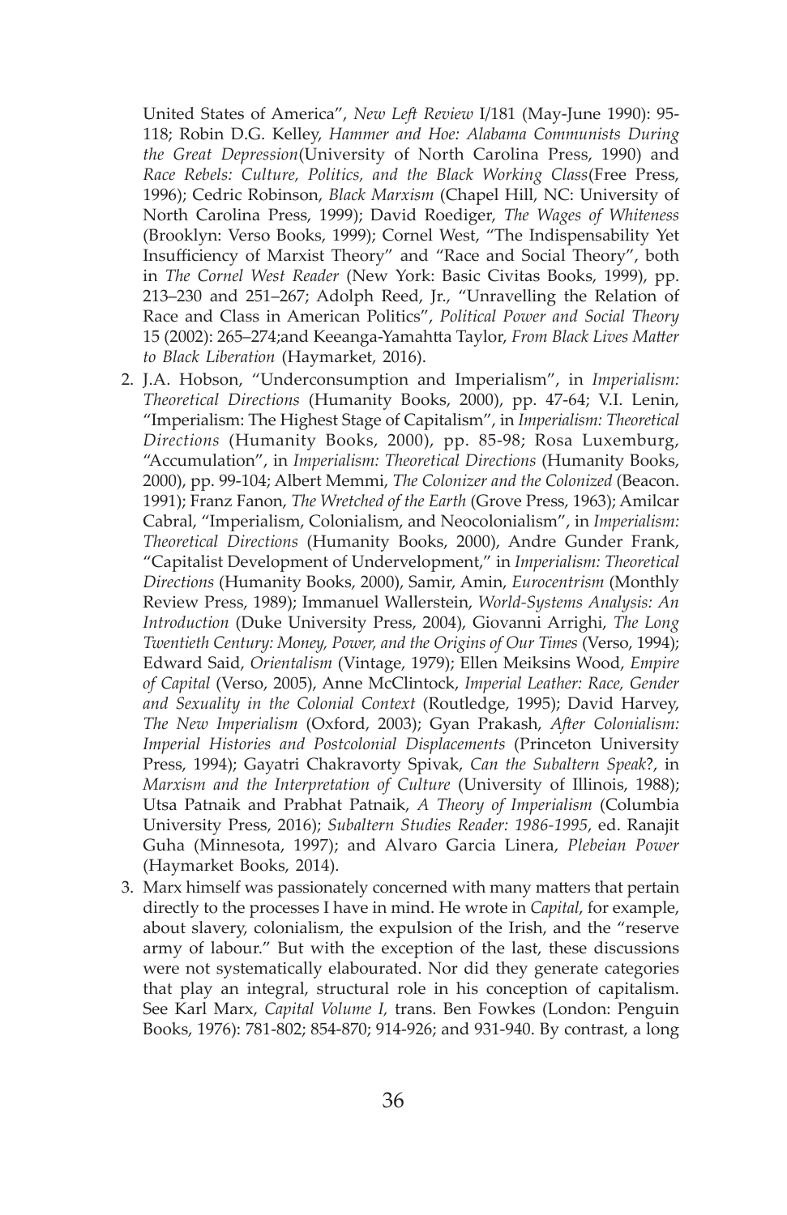United States of America", *New Left Review* I/181 (May-June 1990): 95-118; Robin D.G. Kelley, *Hammer and Hoe: Alabama Communists During the Great Depression*(University of North Carolina Press, 1990) and *Race Rebels: Culture, Politics, and the Black Working Class*(Free Press, 1996); Cedric Robinson, *Black Marxism* (Chapel Hill, NC: University of North Carolina Press, 1999); David Roediger, *The Wages of Whiteness* (Brooklyn: Verso Books, 1999); Cornel West, "The Indispensability Yet Insufficiency of Marxist Theory" and "Race and Social Theory", both in *The Cornel West Reader* (New York: Basic Civitas Books, 1999), pp. 213–230 and 251–267; Adolph Reed, Jr., "Unravelling the Relation of Race and Class in American Politics", *Political Power and Social Theory* 15 (2002): 265–274;and Keeanga-Yamahtta Taylor, *From Black Lives Matter to Black Liberation* (Haymarket, 2016).

2. J.A. Hobson, "Underconsumption and Imperialism", in *Imperialism: Theoretical Directions* (Humanity Books, 2000), pp. 47-64; V.I. Lenin, "Imperialism: The Highest Stage of Capitalism", in *Imperialism: Theoretical Directions* (Humanity Books, 2000), pp. 85-98; Rosa Luxemburg, "Accumulation", in *Imperialism: Theoretical Directions* (Humanity Books, 2000), pp. 99-104; Albert Memmi, *The Colonizer and the Colonized* (Beacon. 1991); Franz Fanon, *The Wretched of the Earth* (Grove Press, 1963); Amilcar Cabral, "Imperialism, Colonialism, and Neocolonialism", in *Imperialism: Theoretical Directions* (Humanity Books, 2000), Andre Gunder Frank, "Capitalist Development of Undervelopment," in *Imperialism: Theoretical Directions* (Humanity Books, 2000), Samir, Amin, *Eurocentrism* (Monthly Review Press, 1989); Immanuel Wallerstein, *World-Systems Analysis: An Introduction* (Duke University Press, 2004), Giovanni Arrighi, *The Long Twentieth Century: Money, Power, and the Origins of Our Times* (Verso, 1994); Edward Said, *Orientalism* (Vintage, 1979); Ellen Meiksins Wood, *Empire of Capital* (Verso, 2005), Anne McClintock, *Imperial Leather: Race, Gender and Sexuality in the Colonial Context* (Routledge, 1995); David Harvey, *The New Imperialism* (Oxford, 2003); Gyan Prakash, *After Colonialism: Imperial Histories and Postcolonial Displacements* (Princeton University Press, 1994); Gayatri Chakravorty Spivak, *Can the Subaltern Speak*?, in *Marxism and the Interpretation of Culture* (University of Illinois, 1988); Utsa Patnaik and Prabhat Patnaik, *A Theory of Imperialism* (Columbia University Press, 2016); *Subaltern Studies Reader: 1986-1995*, ed. Ranajit Guha (Minnesota, 1997); and Alvaro Garcia Linera, *Plebeian Power* (Haymarket Books, 2014).

3. Marx himself was passionately concerned with many matters that pertain directly to the processes I have in mind. He wrote in *Capital*, for example, about slavery, colonialism, the expulsion of the Irish, and the "reserve army of labour." But with the exception of the last, these discussions were not systematically elabourated. Nor did they generate categories that play an integral, structural role in his conception of capitalism. See Karl Marx, *Capital Volume I,* trans. Ben Fowkes (London: Penguin Books, 1976): 781-802; 854-870; 914-926; and 931-940. By contrast, a long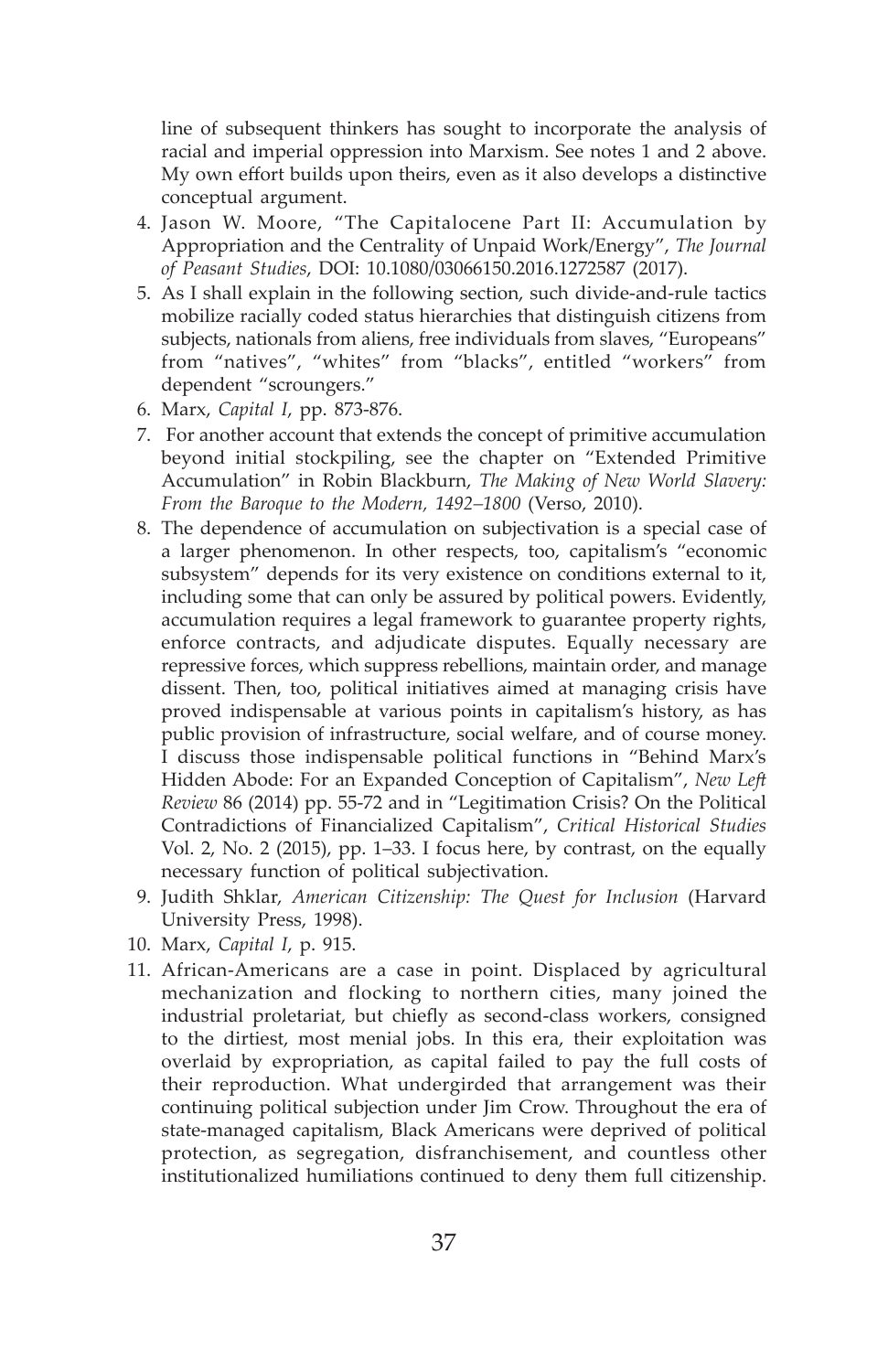line of subsequent thinkers has sought to incorporate the analysis of racial and imperial oppression into Marxism. See notes 1 and 2 above. My own effort builds upon theirs, even as it also develops a distinctive conceptual argument.

4. Jason W. Moore, "The Capitalocene Part II: Accumulation by Appropriation and the Centrality of Unpaid Work/Energy", *The Journal of Peasant Studies*, DOI: 10.1080/03066150.2016.1272587 (2017).
5. As I shall explain in the following section, such divide-and-rule tactics mobilize racially coded status hierarchies that distinguish citizens from subjects, nationals from aliens, free individuals from slaves, "Europeans" from "natives", "whites" from "blacks", entitled "workers" from dependent "scroungers."
6. Marx, *Capital I*, pp. 873-876.
7. For another account that extends the concept of primitive accumulation beyond initial stockpiling, see the chapter on "Extended Primitive Accumulation" in Robin Blackburn, *The Making of New World Slavery: From the Baroque to the Modern, 1492–1800* (Verso, 2010).
8. The dependence of accumulation on subjectivation is a special case of a larger phenomenon. In other respects, too, capitalism's "economic subsystem" depends for its very existence on conditions external to it, including some that can only be assured by political powers. Evidently, accumulation requires a legal framework to guarantee property rights, enforce contracts, and adjudicate disputes. Equally necessary are repressive forces, which suppress rebellions, maintain order, and manage dissent. Then, too, political initiatives aimed at managing crisis have proved indispensable at various points in capitalism's history, as has public provision of infrastructure, social welfare, and of course money. I discuss those indispensable political functions in "Behind Marx's Hidden Abode: For an Expanded Conception of Capitalism", *New Left Review* 86 (2014) pp. 55-72 and in "Legitimation Crisis? On the Political Contradictions of Financialized Capitalism", *Critical Historical Studies* Vol. 2, No. 2 (2015), pp. 1–33. I focus here, by contrast, on the equally necessary function of political subjectivation.
9. Judith Shklar, *American Citizenship: The Quest for Inclusion* (Harvard University Press, 1998).
10. Marx, *Capital I*, p. 915.
11. African-Americans are a case in point. Displaced by agricultural mechanization and flocking to northern cities, many joined the industrial proletariat, but chiefly as second-class workers, consigned to the dirtiest, most menial jobs. In this era, their exploitation was overlaid by expropriation, as capital failed to pay the full costs of their reproduction. What undergirded that arrangement was their continuing political subjection under Jim Crow. Throughout the era of state-managed capitalism, Black Americans were deprived of political protection, as segregation, disfranchisement, and countless other institutionalized humiliations continued to deny them full citizenship.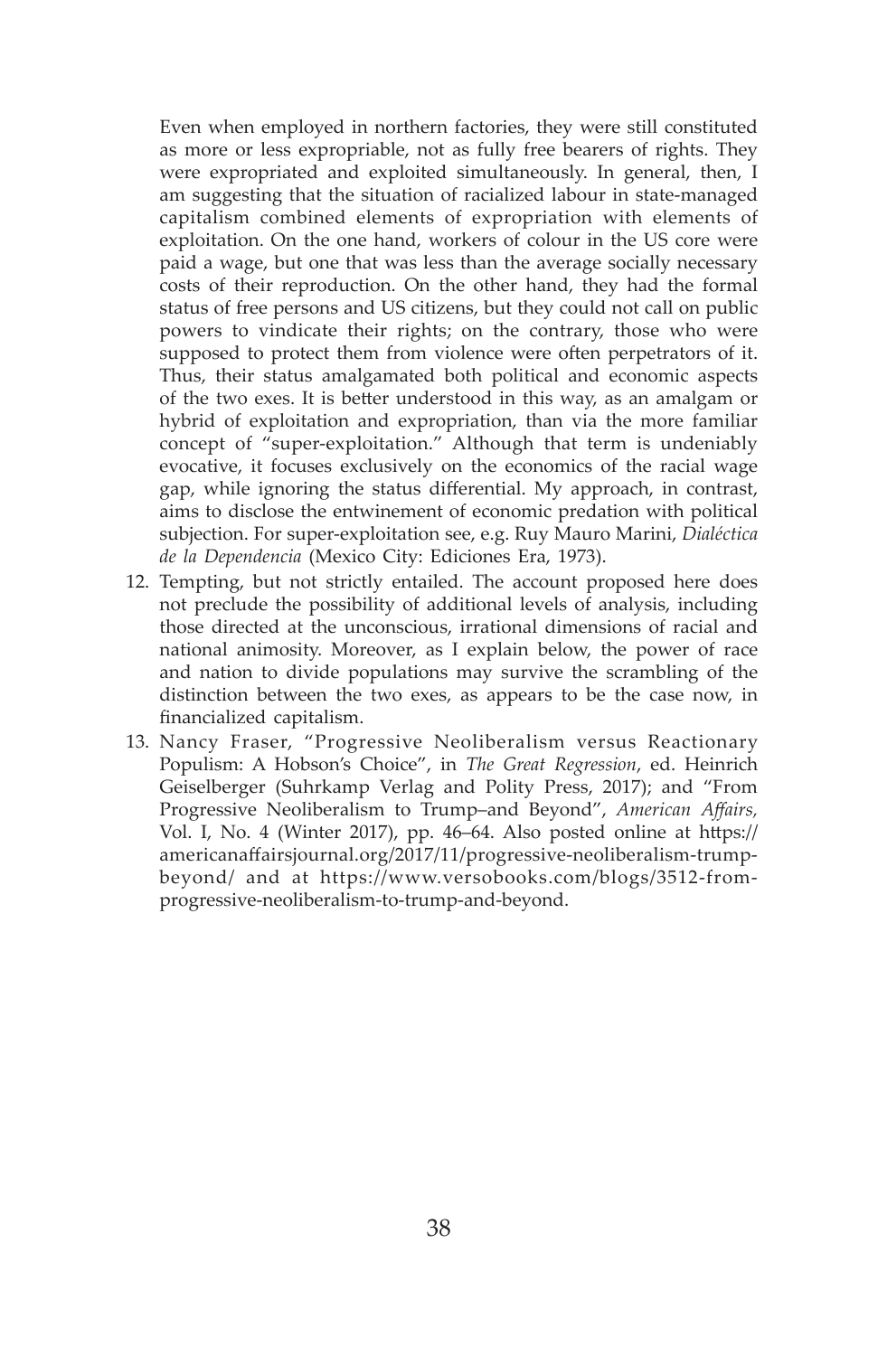Even when employed in northern factories, they were still constituted as more or less expropriable, not as fully free bearers of rights. They were expropriated and exploited simultaneously. In general, then, I am suggesting that the situation of racialized labour in state-managed capitalism combined elements of expropriation with elements of exploitation. On the one hand, workers of colour in the US core were paid a wage, but one that was less than the average socially necessary costs of their reproduction. On the other hand, they had the formal status of free persons and US citizens, but they could not call on public powers to vindicate their rights; on the contrary, those who were supposed to protect them from violence were often perpetrators of it. Thus, their status amalgamated both political and economic aspects of the two exes. It is better understood in this way, as an amalgam or hybrid of exploitation and expropriation, than via the more familiar concept of "super-exploitation." Although that term is undeniably evocative, it focuses exclusively on the economics of the racial wage gap, while ignoring the status differential. My approach, in contrast, aims to disclose the entwinement of economic predation with political subjection. For super-exploitation see, e.g. Ruy Mauro Marini, *Dialéctica de la Dependencia* (Mexico City: Ediciones Era, 1973).

12. Tempting, but not strictly entailed. The account proposed here does not preclude the possibility of additional levels of analysis, including those directed at the unconscious, irrational dimensions of racial and national animosity. Moreover, as I explain below, the power of race and nation to divide populations may survive the scrambling of the distinction between the two exes, as appears to be the case now, in financialized capitalism.
13. Nancy Fraser, "Progressive Neoliberalism versus Reactionary Populism: A Hobson's Choice", in *The Great Regression*, ed. Heinrich Geiselberger (Suhrkamp Verlag and Polity Press, 2017); and "From Progressive Neoliberalism to Trump–and Beyond", *American Affairs,* Vol. I, No. 4 (Winter 2017), pp. 46–64. Also posted online at https://americanaffairsjournal.org/2017/11/progressive-neoliberalism-trump-beyond/ and at https://www.versobooks.com/blogs/3512-from-progressive-neoliberalism-to-trump-and-beyond.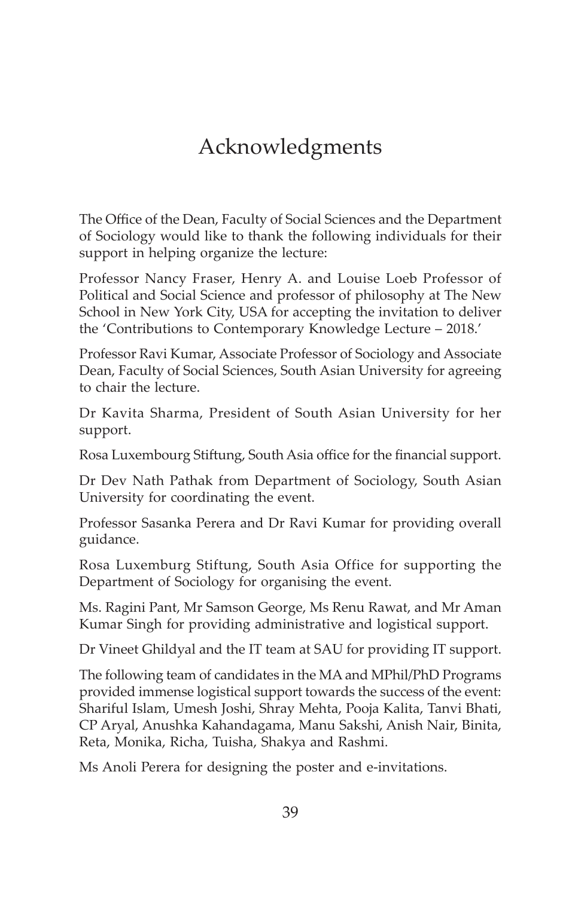# Acknowledgments

The Office of the Dean, Faculty of Social Sciences and the Department of Sociology would like to thank the following individuals for their support in helping organize the lecture:

Professor Nancy Fraser, Henry A. and Louise Loeb Professor of Political and Social Science and professor of philosophy at The New School in New York City, USA for accepting the invitation to deliver the 'Contributions to Contemporary Knowledge Lecture – 2018.'

Professor Ravi Kumar, Associate Professor of Sociology and Associate Dean, Faculty of Social Sciences, South Asian University for agreeing to chair the lecture.

Dr Kavita Sharma, President of South Asian University for her support.

Rosa Luxembourg Stiftung, South Asia office for the financial support.

Dr Dev Nath Pathak from Department of Sociology, South Asian University for coordinating the event.

Professor Sasanka Perera and Dr Ravi Kumar for providing overall guidance.

Rosa Luxemburg Stiftung, South Asia Office for supporting the Department of Sociology for organising the event.

Ms. Ragini Pant, Mr Samson George, Ms Renu Rawat, and Mr Aman Kumar Singh for providing administrative and logistical support.

Dr Vineet Ghildyal and the IT team at SAU for providing IT support.

The following team of candidates in the MA and MPhil/PhD Programs provided immense logistical support towards the success of the event: Shariful Islam, Umesh Joshi, Shray Mehta, Pooja Kalita, Tanvi Bhati, CP Aryal, Anushka Kahandagama, Manu Sakshi, Anish Nair, Binita, Reta, Monika, Richa, Tuisha, Shakya and Rashmi.

Ms Anoli Perera for designing the poster and e-invitations.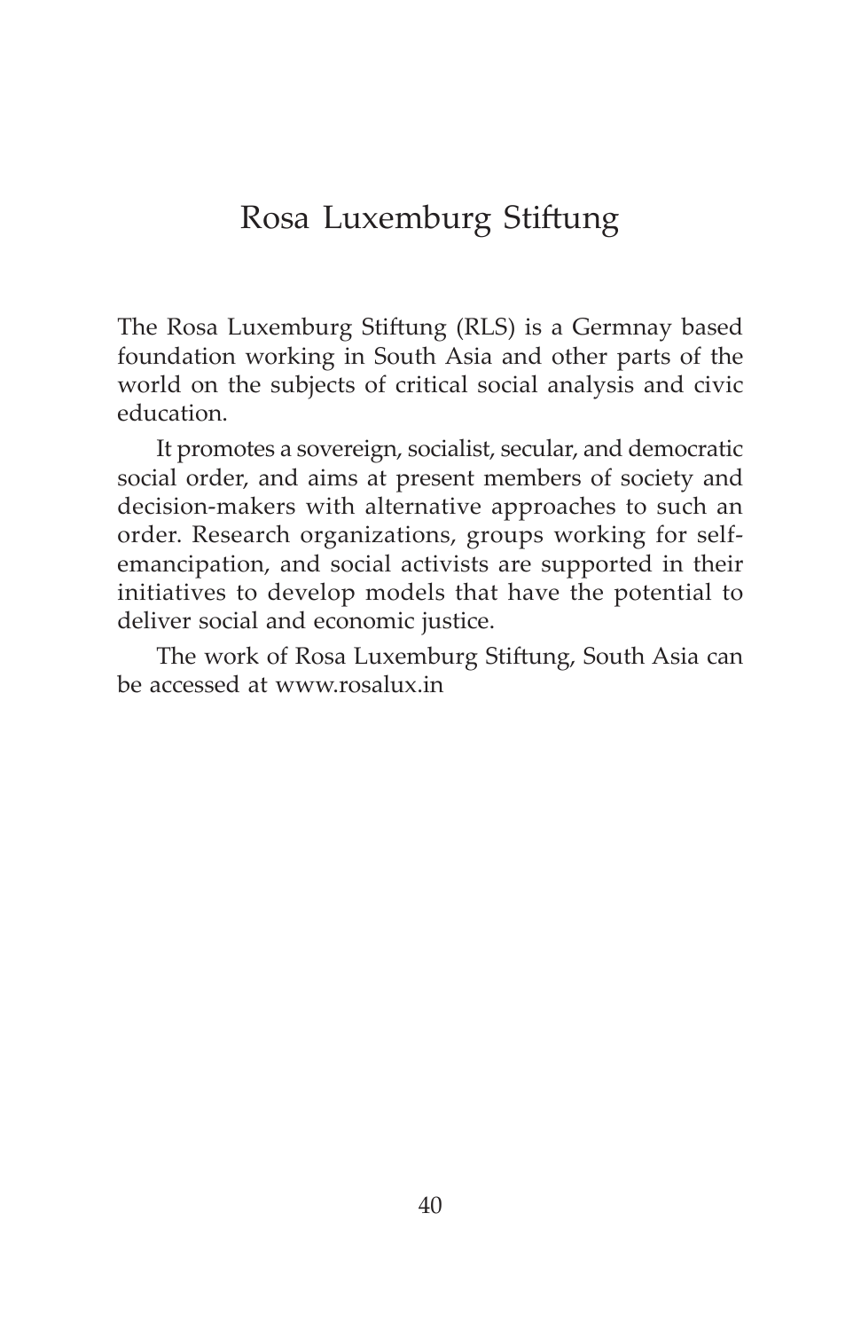# Rosa Luxemburg Stiftung

The Rosa Luxemburg Stiftung (RLS) is a Germnay based foundation working in South Asia and other parts of the world on the subjects of critical social analysis and civic education.

It promotes a sovereign, socialist, secular, and democratic social order, and aims at present members of society and decision-makers with alternative approaches to such an order. Research organizations, groups working for self-emancipation, and social activists are supported in their initiatives to develop models that have the potential to deliver social and economic justice.

The work of Rosa Luxemburg Stiftung, South Asia can be accessed at www.rosalux.in